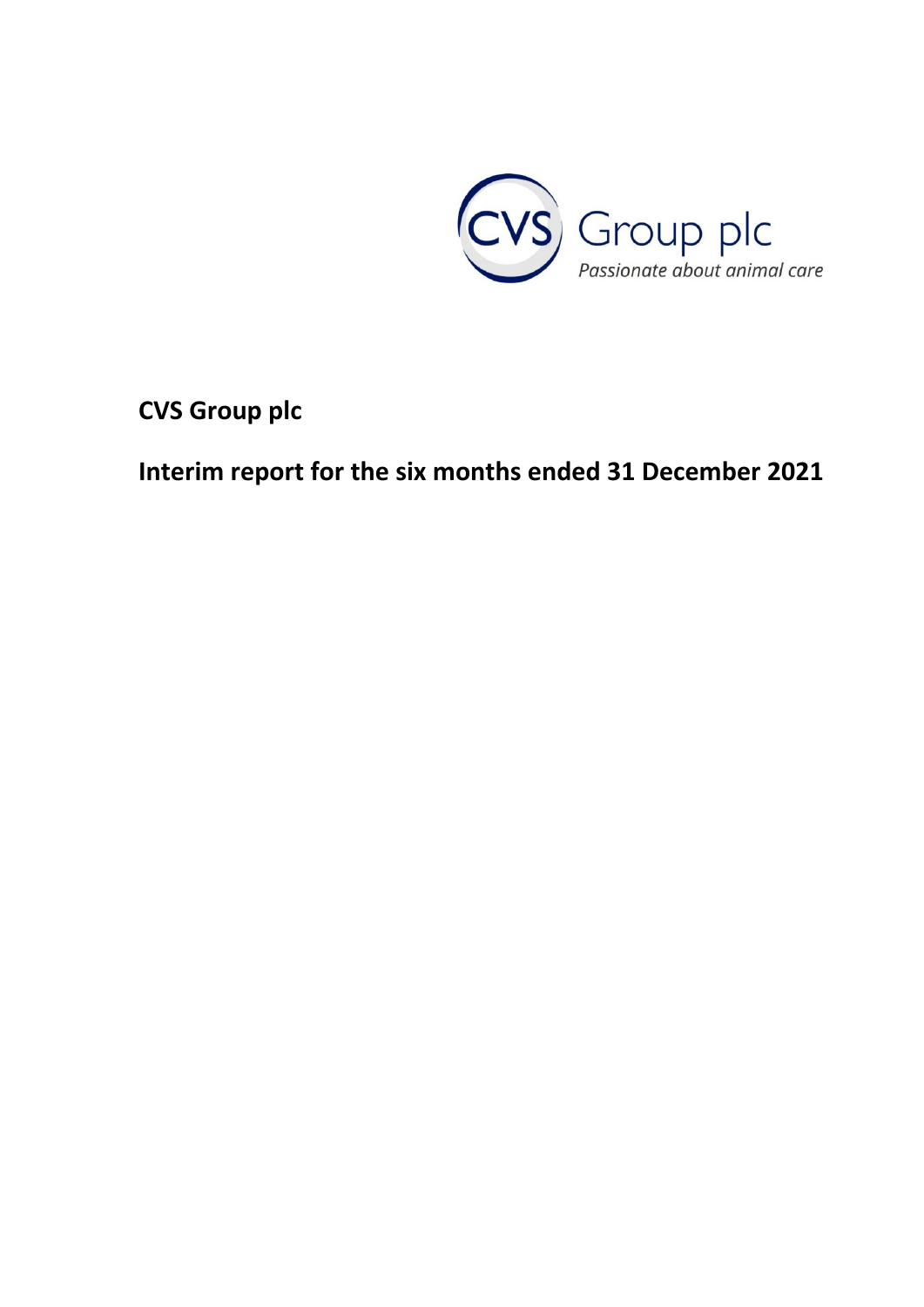CVS Group plc

*Passionate about animal care*

# CVS Group plc

## Interim report for the six months ended 31 December 2021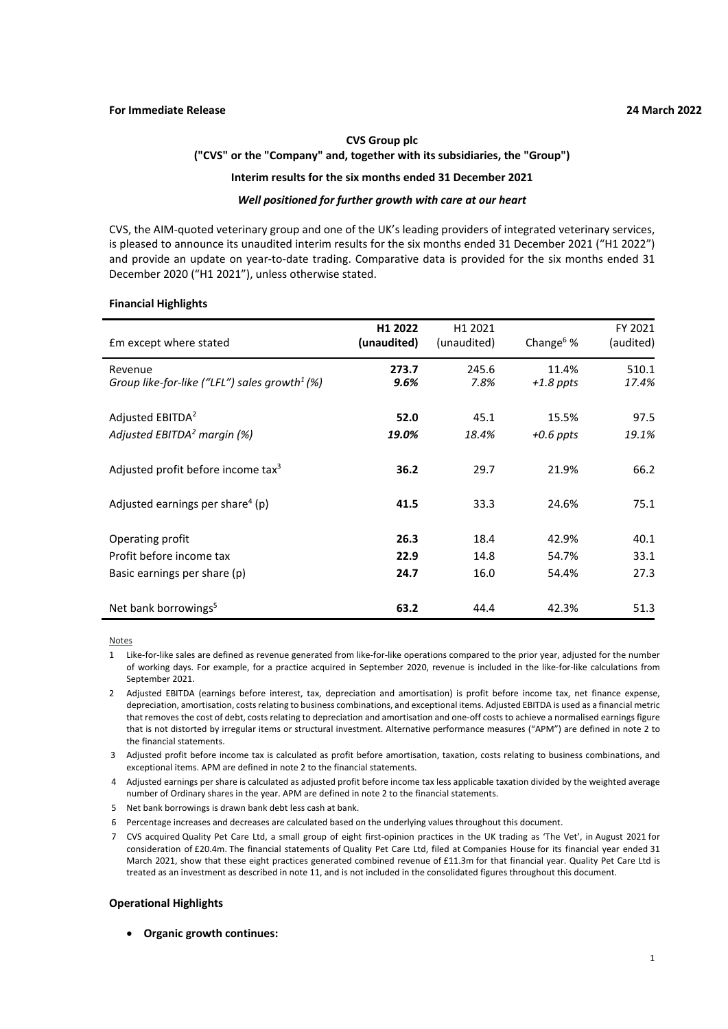**For Immediate Release** **24 March 2022**

**CVS Group plc**

**("CVS" or the "Company" and, together with its subsidiaries, the "Group")**

**Interim results for the six months ended 31 December 2021**

***Well positioned for further growth with care at our heart***

CVS, the AIM-quoted veterinary group and one of the UK's leading providers of integrated veterinary services, is pleased to announce its unaudited interim results for the six months ended 31 December 2021 ("H1 2022") and provide an update on year-to-date trading. Comparative data is provided for the six months ended 31 December 2020 ("H1 2021"), unless otherwise stated.

**Financial Highlights**

| £m except where stated | **H1 2022 (unaudited)** | H1 2021 (unaudited) | Change[6] % | FY 2021 (audited) |
|---|---|---|---|---|
| Revenue | **273.7** | 245.6 | 11.4% | 510.1 |
| *Group like-for-like ("LFL") sales growth[1] (%)* | ***9.6%*** | *7.8%* | *+1.8 ppts* | *17.4%* |
| Adjusted EBITDA[2] | **52.0** | 45.1 | 15.5% | 97.5 |
| *Adjusted EBITDA[2] margin (%)* | ***19.0%*** | *18.4%* | *+0.6 ppts* | *19.1%* |
| Adjusted profit before income tax[3] | **36.2** | 29.7 | 21.9% | 66.2 |
| Adjusted earnings per share[4] (p) | **41.5** | 33.3 | 24.6% | 75.1 |
| Operating profit | **26.3** | 18.4 | 42.9% | 40.1 |
| Profit before income tax | **22.9** | 14.8 | 54.7% | 33.1 |
| Basic earnings per share (p) | **24.7** | 16.0 | 54.4% | 27.3 |
| Net bank borrowings[5] | **63.2** | 44.4 | 42.3% | 51.3 |

Notes

1. Like-for-like sales are defined as revenue generated from like-for-like operations compared to the prior year, adjusted for the number of working days. For example, for a practice acquired in September 2020, revenue is included in the like-for-like calculations from September 2021.
2. Adjusted EBITDA (earnings before interest, tax, depreciation and amortisation) is profit before income tax, net finance expense, depreciation, amortisation, costs relating to business combinations, and exceptional items. Adjusted EBITDA is used as a financial metric that removes the cost of debt, costs relating to depreciation and amortisation and one-off costs to achieve a normalised earnings figure that is not distorted by irregular items or structural investment. Alternative performance measures ("APM") are defined in note 2 to the financial statements.
3. Adjusted profit before income tax is calculated as profit before amortisation, taxation, costs relating to business combinations, and exceptional items. APM are defined in note 2 to the financial statements.
4. Adjusted earnings per share is calculated as adjusted profit before income tax less applicable taxation divided by the weighted average number of Ordinary shares in the year. APM are defined in note 2 to the financial statements.
5. Net bank borrowings is drawn bank debt less cash at bank.
6. Percentage increases and decreases are calculated based on the underlying values throughout this document.
7. CVS acquired Quality Pet Care Ltd, a small group of eight first-opinion practices in the UK trading as 'The Vet', in August 2021 for consideration of £20.4m. The financial statements of Quality Pet Care Ltd, filed at Companies House for its financial year ended 31 March 2021, show that these eight practices generated combined revenue of £11.3m for that financial year. Quality Pet Care Ltd is treated as an investment as described in note 11, and is not included in the consolidated figures throughout this document.

**Operational Highlights**

- **Organic growth continues:**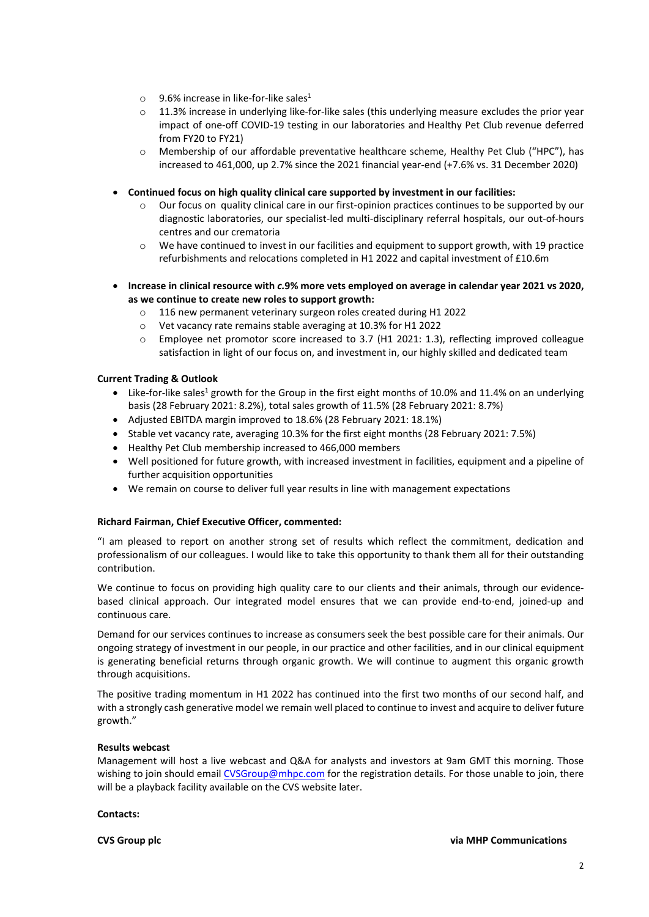- 9.6% increase in like-for-like sales[1]
  - 11.3% increase in underlying like-for-like sales (this underlying measure excludes the prior year impact of one-off COVID-19 testing in our laboratories and Healthy Pet Club revenue deferred from FY20 to FY21)
  - Membership of our affordable preventative healthcare scheme, Healthy Pet Club ("HPC"), has increased to 461,000, up 2.7% since the 2021 financial year-end (+7.6% vs. 31 December 2020)

- **Continued focus on high quality clinical care supported by investment in our facilities:**
  - Our focus on quality clinical care in our first-opinion practices continues to be supported by our diagnostic laboratories, our specialist-led multi-disciplinary referral hospitals, our out-of-hours centres and our crematoria
  - We have continued to invest in our facilities and equipment to support growth, with 19 practice refurbishments and relocations completed in H1 2022 and capital investment of £10.6m

- **Increase in clinical resource with *c.*9% more vets employed on average in calendar year 2021 vs 2020, as we continue to create new roles to support growth:**
  - 116 new permanent veterinary surgeon roles created during H1 2022
  - Vet vacancy rate remains stable averaging at 10.3% for H1 2022
  - Employee net promotor score increased to 3.7 (H1 2021: 1.3), reflecting improved colleague satisfaction in light of our focus on, and investment in, our highly skilled and dedicated team

**Current Trading & Outlook**

- Like-for-like sales[1] growth for the Group in the first eight months of 10.0% and 11.4% on an underlying basis (28 February 2021: 8.2%), total sales growth of 11.5% (28 February 2021: 8.7%)
- Adjusted EBITDA margin improved to 18.6% (28 February 2021: 18.1%)
- Stable vet vacancy rate, averaging 10.3% for the first eight months (28 February 2021: 7.5%)
- Healthy Pet Club membership increased to 466,000 members
- Well positioned for future growth, with increased investment in facilities, equipment and a pipeline of further acquisition opportunities
- We remain on course to deliver full year results in line with management expectations

**Richard Fairman, Chief Executive Officer, commented:**

"I am pleased to report on another strong set of results which reflect the commitment, dedication and professionalism of our colleagues. I would like to take this opportunity to thank them all for their outstanding contribution.

We continue to focus on providing high quality care to our clients and their animals, through our evidence-based clinical approach. Our integrated model ensures that we can provide end-to-end, joined-up and continuous care.

Demand for our services continues to increase as consumers seek the best possible care for their animals. Our ongoing strategy of investment in our people, in our practice and other facilities, and in our clinical equipment is generating beneficial returns through organic growth. We will continue to augment this organic growth through acquisitions.

The positive trading momentum in H1 2022 has continued into the first two months of our second half, and with a strongly cash generative model we remain well placed to continue to invest and acquire to deliver future growth."

**Results webcast**

Management will host a live webcast and Q&A for analysts and investors at 9am GMT this morning. Those wishing to join should email CVSGroup@mhpc.com for the registration details. For those unable to join, there will be a playback facility available on the CVS website later.

**Contacts:**

**CVS Group plc** **via MHP Communications**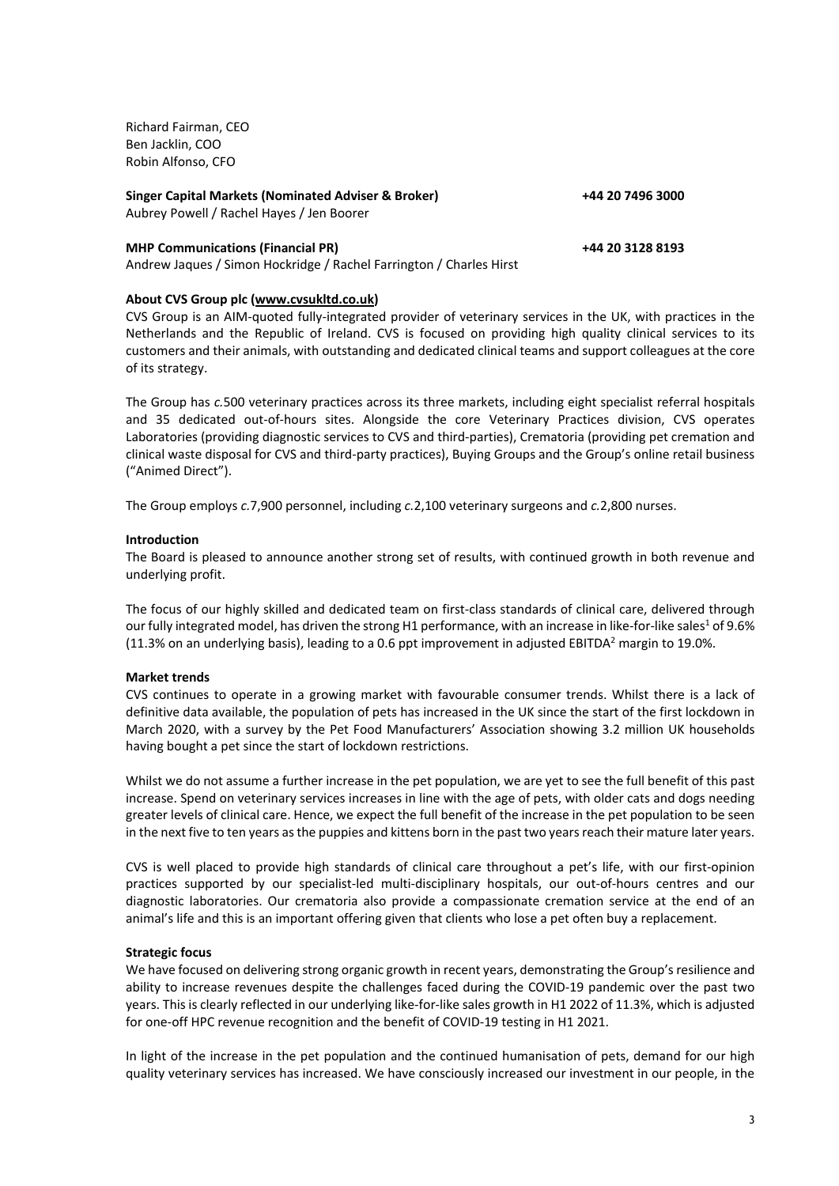Richard Fairman, CEO
Ben Jacklin, COO
Robin Alfonso, CFO

**Singer Capital Markets (Nominated Adviser & Broker)** **+44 20 7496 3000**
Aubrey Powell / Rachel Hayes / Jen Boorer

**MHP Communications (Financial PR)** **+44 20 3128 8193**
Andrew Jaques / Simon Hockridge / Rachel Farrington / Charles Hirst

**About CVS Group plc (www.cvsukltd.co.uk)**

CVS Group is an AIM-quoted fully-integrated provider of veterinary services in the UK, with practices in the Netherlands and the Republic of Ireland. CVS is focused on providing high quality clinical services to its customers and their animals, with outstanding and dedicated clinical teams and support colleagues at the core of its strategy.

The Group has *c.*500 veterinary practices across its three markets, including eight specialist referral hospitals and 35 dedicated out-of-hours sites. Alongside the core Veterinary Practices division, CVS operates Laboratories (providing diagnostic services to CVS and third-parties), Crematoria (providing pet cremation and clinical waste disposal for CVS and third-party practices), Buying Groups and the Group's online retail business ("Animed Direct").

The Group employs *c.*7,900 personnel, including *c.*2,100 veterinary surgeons and *c.*2,800 nurses.

**Introduction**

The Board is pleased to announce another strong set of results, with continued growth in both revenue and underlying profit.

The focus of our highly skilled and dedicated team on first-class standards of clinical care, delivered through our fully integrated model, has driven the strong H1 performance, with an increase in like-for-like sales[1] of 9.6% (11.3% on an underlying basis), leading to a 0.6 ppt improvement in adjusted EBITDA[2] margin to 19.0%.

**Market trends**

CVS continues to operate in a growing market with favourable consumer trends. Whilst there is a lack of definitive data available, the population of pets has increased in the UK since the start of the first lockdown in March 2020, with a survey by the Pet Food Manufacturers' Association showing 3.2 million UK households having bought a pet since the start of lockdown restrictions.

Whilst we do not assume a further increase in the pet population, we are yet to see the full benefit of this past increase. Spend on veterinary services increases in line with the age of pets, with older cats and dogs needing greater levels of clinical care. Hence, we expect the full benefit of the increase in the pet population to be seen in the next five to ten years as the puppies and kittens born in the past two years reach their mature later years.

CVS is well placed to provide high standards of clinical care throughout a pet's life, with our first-opinion practices supported by our specialist-led multi-disciplinary hospitals, our out-of-hours centres and our diagnostic laboratories. Our crematoria also provide a compassionate cremation service at the end of an animal's life and this is an important offering given that clients who lose a pet often buy a replacement.

**Strategic focus**

We have focused on delivering strong organic growth in recent years, demonstrating the Group's resilience and ability to increase revenues despite the challenges faced during the COVID-19 pandemic over the past two years. This is clearly reflected in our underlying like-for-like sales growth in H1 2022 of 11.3%, which is adjusted for one-off HPC revenue recognition and the benefit of COVID-19 testing in H1 2021.

In light of the increase in the pet population and the continued humanisation of pets, demand for our high quality veterinary services has increased. We have consciously increased our investment in our people, in the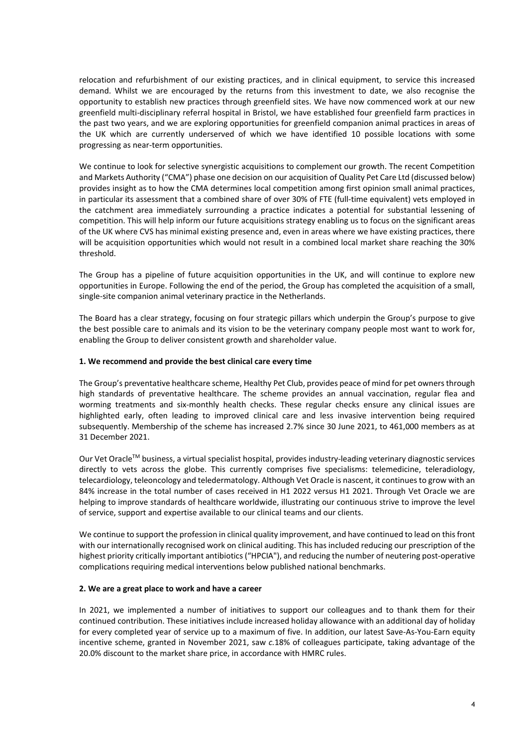relocation and refurbishment of our existing practices, and in clinical equipment, to service this increased demand. Whilst we are encouraged by the returns from this investment to date, we also recognise the opportunity to establish new practices through greenfield sites. We have now commenced work at our new greenfield multi-disciplinary referral hospital in Bristol, we have established four greenfield farm practices in the past two years, and we are exploring opportunities for greenfield companion animal practices in areas of the UK which are currently underserved of which we have identified 10 possible locations with some progressing as near-term opportunities.

We continue to look for selective synergistic acquisitions to complement our growth. The recent Competition and Markets Authority ("CMA") phase one decision on our acquisition of Quality Pet Care Ltd (discussed below) provides insight as to how the CMA determines local competition among first opinion small animal practices, in particular its assessment that a combined share of over 30% of FTE (full-time equivalent) vets employed in the catchment area immediately surrounding a practice indicates a potential for substantial lessening of competition. This will help inform our future acquisitions strategy enabling us to focus on the significant areas of the UK where CVS has minimal existing presence and, even in areas where we have existing practices, there will be acquisition opportunities which would not result in a combined local market share reaching the 30% threshold.

The Group has a pipeline of future acquisition opportunities in the UK, and will continue to explore new opportunities in Europe. Following the end of the period, the Group has completed the acquisition of a small, single-site companion animal veterinary practice in the Netherlands.

The Board has a clear strategy, focusing on four strategic pillars which underpin the Group's purpose to give the best possible care to animals and its vision to be the veterinary company people most want to work for, enabling the Group to deliver consistent growth and shareholder value.

**1. We recommend and provide the best clinical care every time**

The Group's preventative healthcare scheme, Healthy Pet Club, provides peace of mind for pet owners through high standards of preventative healthcare. The scheme provides an annual vaccination, regular flea and worming treatments and six-monthly health checks. These regular checks ensure any clinical issues are highlighted early, often leading to improved clinical care and less invasive intervention being required subsequently. Membership of the scheme has increased 2.7% since 30 June 2021, to 461,000 members as at 31 December 2021.

Our Vet Oracle™ business, a virtual specialist hospital, provides industry-leading veterinary diagnostic services directly to vets across the globe. This currently comprises five specialisms: telemedicine, teleradiology, telecardiology, teleoncology and teledermatology. Although Vet Oracle is nascent, it continues to grow with an 84% increase in the total number of cases received in H1 2022 versus H1 2021. Through Vet Oracle we are helping to improve standards of healthcare worldwide, illustrating our continuous strive to improve the level of service, support and expertise available to our clinical teams and our clients.

We continue to support the profession in clinical quality improvement, and have continued to lead on this front with our internationally recognised work on clinical auditing. This has included reducing our prescription of the highest priority critically important antibiotics ("HPCIA"), and reducing the number of neutering post-operative complications requiring medical interventions below published national benchmarks.

**2. We are a great place to work and have a career**

In 2021, we implemented a number of initiatives to support our colleagues and to thank them for their continued contribution. These initiatives include increased holiday allowance with an additional day of holiday for every completed year of service up to a maximum of five. In addition, our latest Save-As-You-Earn equity incentive scheme, granted in November 2021, saw *c.*18% of colleagues participate, taking advantage of the 20.0% discount to the market share price, in accordance with HMRC rules.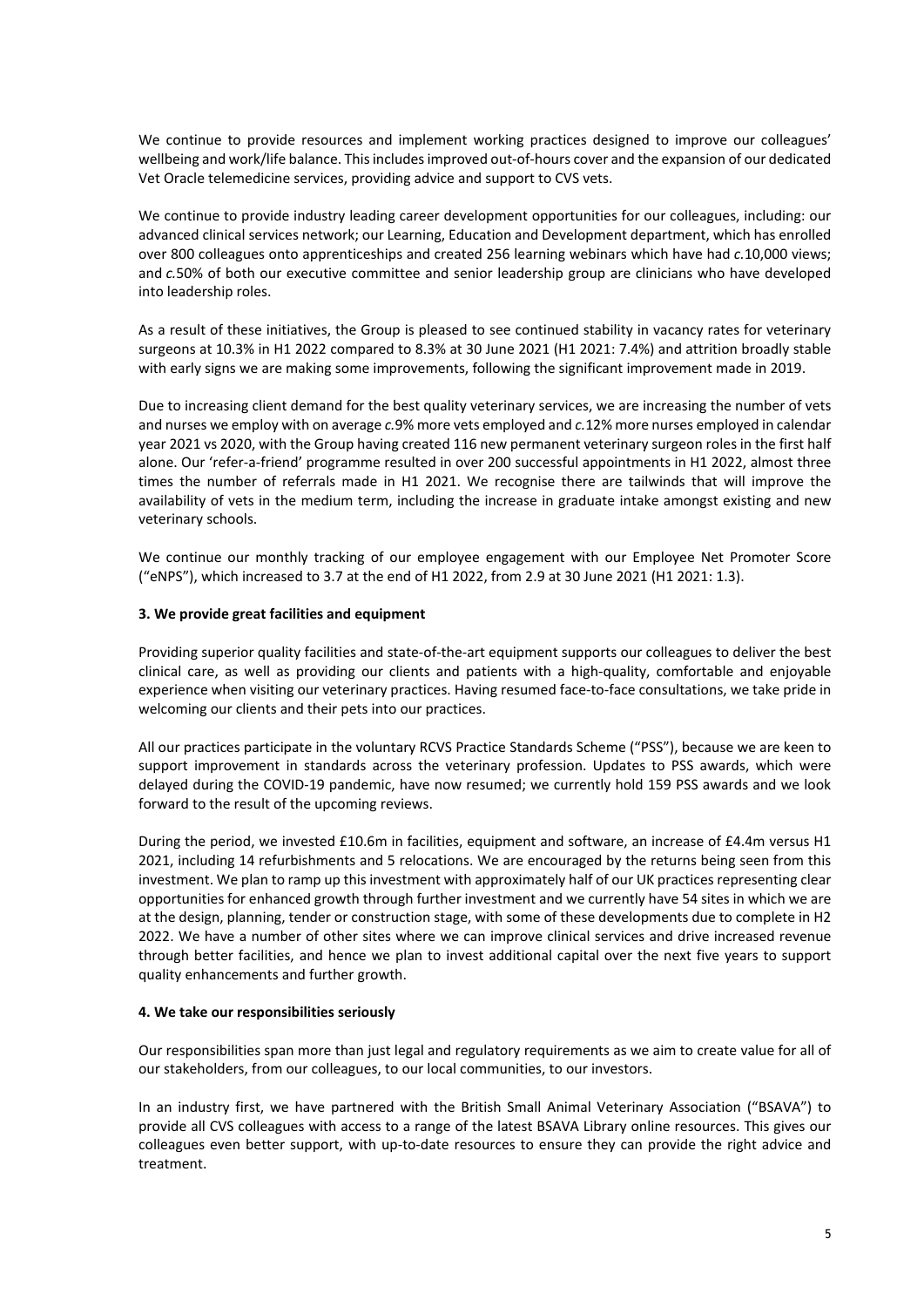We continue to provide resources and implement working practices designed to improve our colleagues' wellbeing and work/life balance. This includes improved out-of-hours cover and the expansion of our dedicated Vet Oracle telemedicine services, providing advice and support to CVS vets.

We continue to provide industry leading career development opportunities for our colleagues, including: our advanced clinical services network; our Learning, Education and Development department, which has enrolled over 800 colleagues onto apprenticeships and created 256 learning webinars which have had *c.*10,000 views; and *c.*50% of both our executive committee and senior leadership group are clinicians who have developed into leadership roles.

As a result of these initiatives, the Group is pleased to see continued stability in vacancy rates for veterinary surgeons at 10.3% in H1 2022 compared to 8.3% at 30 June 2021 (H1 2021: 7.4%) and attrition broadly stable with early signs we are making some improvements, following the significant improvement made in 2019.

Due to increasing client demand for the best quality veterinary services, we are increasing the number of vets and nurses we employ with on average *c.*9% more vets employed and *c.*12% more nurses employed in calendar year 2021 vs 2020, with the Group having created 116 new permanent veterinary surgeon roles in the first half alone. Our 'refer-a-friend' programme resulted in over 200 successful appointments in H1 2022, almost three times the number of referrals made in H1 2021. We recognise there are tailwinds that will improve the availability of vets in the medium term, including the increase in graduate intake amongst existing and new veterinary schools.

We continue our monthly tracking of our employee engagement with our Employee Net Promoter Score ("eNPS"), which increased to 3.7 at the end of H1 2022, from 2.9 at 30 June 2021 (H1 2021: 1.3).

**3. We provide great facilities and equipment**

Providing superior quality facilities and state-of-the-art equipment supports our colleagues to deliver the best clinical care, as well as providing our clients and patients with a high-quality, comfortable and enjoyable experience when visiting our veterinary practices. Having resumed face-to-face consultations, we take pride in welcoming our clients and their pets into our practices.

All our practices participate in the voluntary RCVS Practice Standards Scheme ("PSS"), because we are keen to support improvement in standards across the veterinary profession. Updates to PSS awards, which were delayed during the COVID-19 pandemic, have now resumed; we currently hold 159 PSS awards and we look forward to the result of the upcoming reviews.

During the period, we invested £10.6m in facilities, equipment and software, an increase of £4.4m versus H1 2021, including 14 refurbishments and 5 relocations. We are encouraged by the returns being seen from this investment. We plan to ramp up this investment with approximately half of our UK practices representing clear opportunities for enhanced growth through further investment and we currently have 54 sites in which we are at the design, planning, tender or construction stage, with some of these developments due to complete in H2 2022. We have a number of other sites where we can improve clinical services and drive increased revenue through better facilities, and hence we plan to invest additional capital over the next five years to support quality enhancements and further growth.

**4. We take our responsibilities seriously**

Our responsibilities span more than just legal and regulatory requirements as we aim to create value for all of our stakeholders, from our colleagues, to our local communities, to our investors.

In an industry first, we have partnered with the British Small Animal Veterinary Association ("BSAVA") to provide all CVS colleagues with access to a range of the latest BSAVA Library online resources. This gives our colleagues even better support, with up-to-date resources to ensure they can provide the right advice and treatment.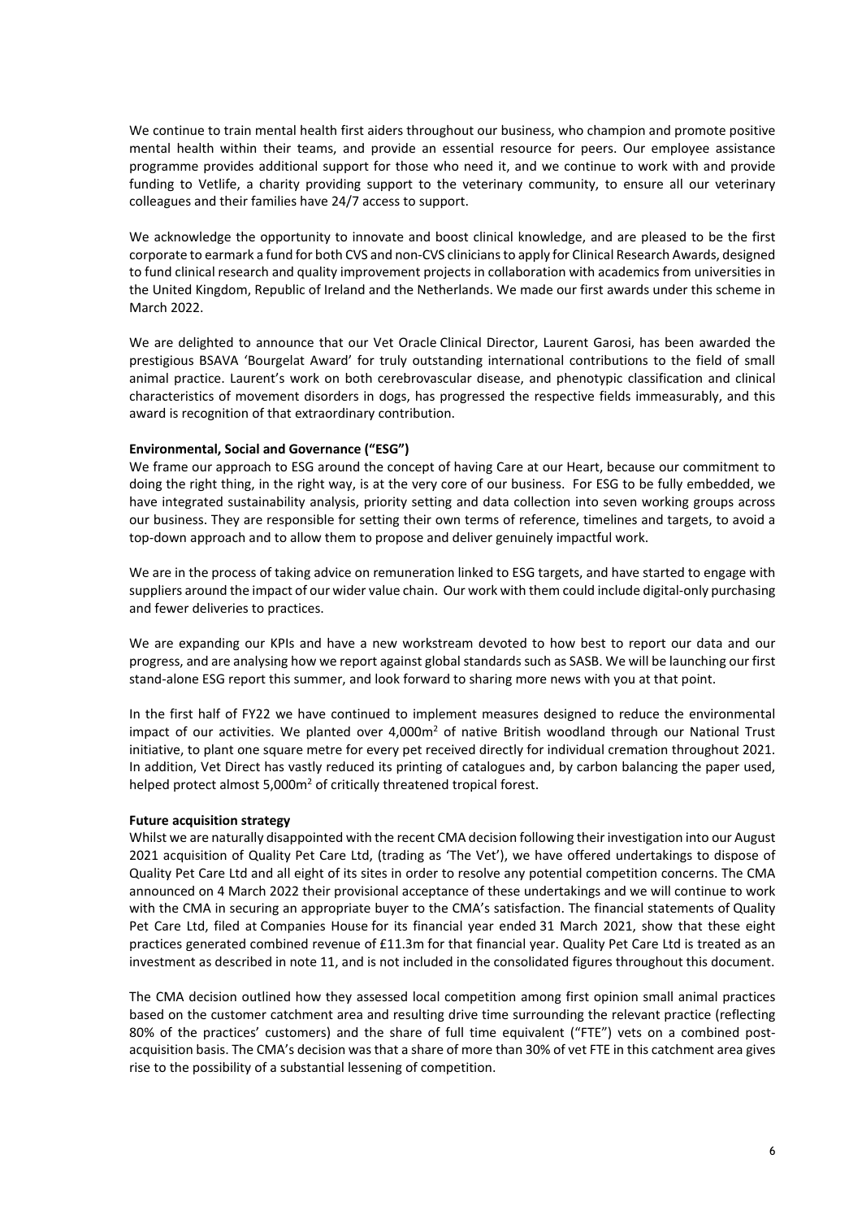We continue to train mental health first aiders throughout our business, who champion and promote positive mental health within their teams, and provide an essential resource for peers. Our employee assistance programme provides additional support for those who need it, and we continue to work with and provide funding to Vetlife, a charity providing support to the veterinary community, to ensure all our veterinary colleagues and their families have 24/7 access to support.

We acknowledge the opportunity to innovate and boost clinical knowledge, and are pleased to be the first corporate to earmark a fund for both CVS and non-CVS clinicians to apply for Clinical Research Awards, designed to fund clinical research and quality improvement projects in collaboration with academics from universities in the United Kingdom, Republic of Ireland and the Netherlands. We made our first awards under this scheme in March 2022.

We are delighted to announce that our Vet Oracle Clinical Director, Laurent Garosi, has been awarded the prestigious BSAVA 'Bourgelat Award' for truly outstanding international contributions to the field of small animal practice. Laurent's work on both cerebrovascular disease, and phenotypic classification and clinical characteristics of movement disorders in dogs, has progressed the respective fields immeasurably, and this award is recognition of that extraordinary contribution.

**Environmental, Social and Governance ("ESG")**

We frame our approach to ESG around the concept of having Care at our Heart, because our commitment to doing the right thing, in the right way, is at the very core of our business. For ESG to be fully embedded, we have integrated sustainability analysis, priority setting and data collection into seven working groups across our business. They are responsible for setting their own terms of reference, timelines and targets, to avoid a top-down approach and to allow them to propose and deliver genuinely impactful work.

We are in the process of taking advice on remuneration linked to ESG targets, and have started to engage with suppliers around the impact of our wider value chain. Our work with them could include digital-only purchasing and fewer deliveries to practices.

We are expanding our KPIs and have a new workstream devoted to how best to report our data and our progress, and are analysing how we report against global standards such as SASB. We will be launching our first stand-alone ESG report this summer, and look forward to sharing more news with you at that point.

In the first half of FY22 we have continued to implement measures designed to reduce the environmental impact of our activities. We planted over 4,000m$^2$ of native British woodland through our National Trust initiative, to plant one square metre for every pet received directly for individual cremation throughout 2021. In addition, Vet Direct has vastly reduced its printing of catalogues and, by carbon balancing the paper used, helped protect almost 5,000m$^2$ of critically threatened tropical forest.

**Future acquisition strategy**

Whilst we are naturally disappointed with the recent CMA decision following their investigation into our August 2021 acquisition of Quality Pet Care Ltd, (trading as 'The Vet'), we have offered undertakings to dispose of Quality Pet Care Ltd and all eight of its sites in order to resolve any potential competition concerns. The CMA announced on 4 March 2022 their provisional acceptance of these undertakings and we will continue to work with the CMA in securing an appropriate buyer to the CMA's satisfaction. The financial statements of Quality Pet Care Ltd, filed at Companies House for its financial year ended 31 March 2021, show that these eight practices generated combined revenue of £11.3m for that financial year. Quality Pet Care Ltd is treated as an investment as described in note 11, and is not included in the consolidated figures throughout this document.

The CMA decision outlined how they assessed local competition among first opinion small animal practices based on the customer catchment area and resulting drive time surrounding the relevant practice (reflecting 80% of the practices' customers) and the share of full time equivalent ("FTE") vets on a combined post-acquisition basis. The CMA's decision was that a share of more than 30% of vet FTE in this catchment area gives rise to the possibility of a substantial lessening of competition.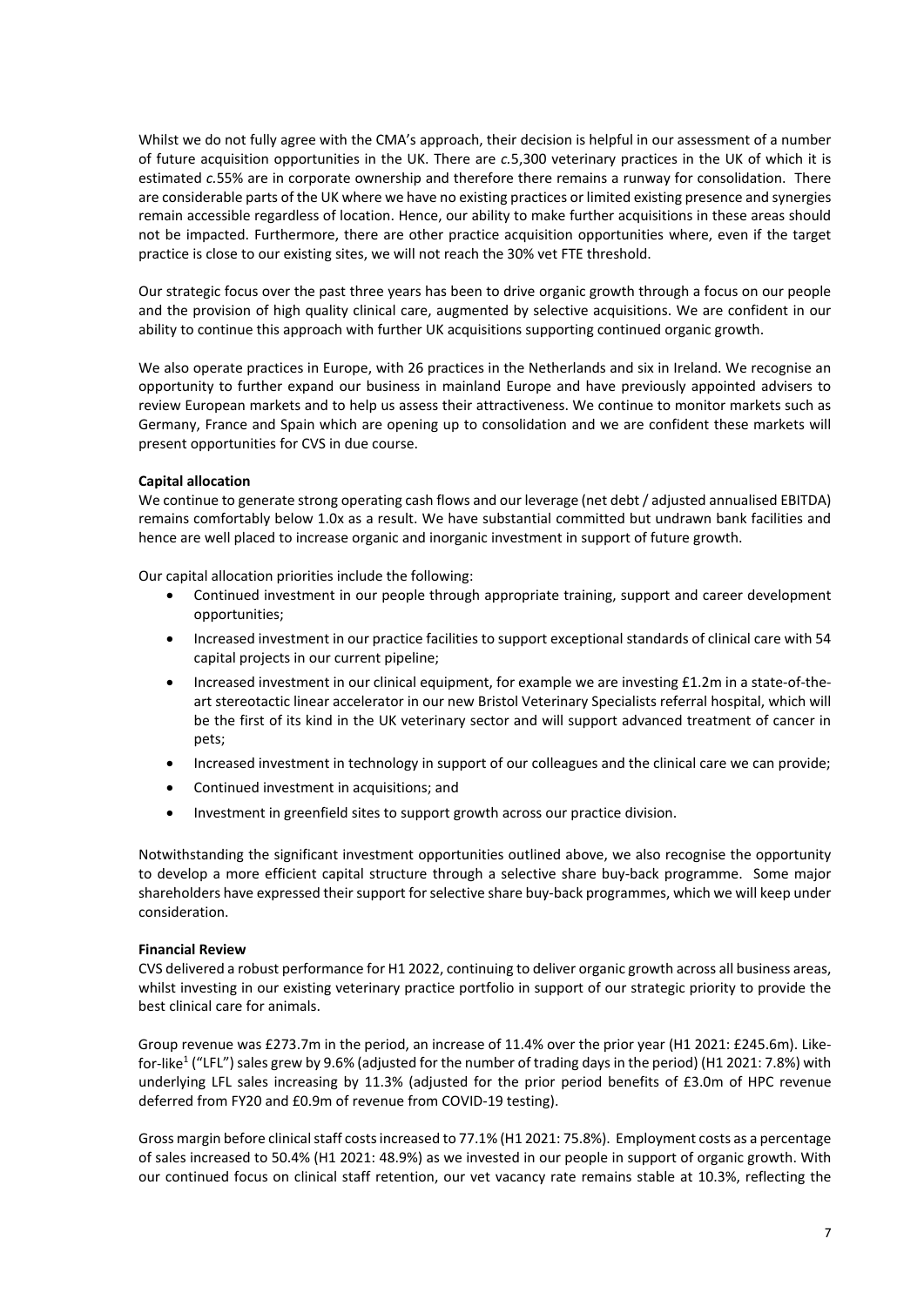Whilst we do not fully agree with the CMA's approach, their decision is helpful in our assessment of a number of future acquisition opportunities in the UK. There are *c.*5,300 veterinary practices in the UK of which it is estimated *c.*55% are in corporate ownership and therefore there remains a runway for consolidation. There are considerable parts of the UK where we have no existing practices or limited existing presence and synergies remain accessible regardless of location. Hence, our ability to make further acquisitions in these areas should not be impacted. Furthermore, there are other practice acquisition opportunities where, even if the target practice is close to our existing sites, we will not reach the 30% vet FTE threshold.

Our strategic focus over the past three years has been to drive organic growth through a focus on our people and the provision of high quality clinical care, augmented by selective acquisitions. We are confident in our ability to continue this approach with further UK acquisitions supporting continued organic growth.

We also operate practices in Europe, with 26 practices in the Netherlands and six in Ireland. We recognise an opportunity to further expand our business in mainland Europe and have previously appointed advisers to review European markets and to help us assess their attractiveness. We continue to monitor markets such as Germany, France and Spain which are opening up to consolidation and we are confident these markets will present opportunities for CVS in due course.

**Capital allocation**

We continue to generate strong operating cash flows and our leverage (net debt / adjusted annualised EBITDA) remains comfortably below 1.0x as a result. We have substantial committed but undrawn bank facilities and hence are well placed to increase organic and inorganic investment in support of future growth.

Our capital allocation priorities include the following:

- Continued investment in our people through appropriate training, support and career development opportunities;
- Increased investment in our practice facilities to support exceptional standards of clinical care with 54 capital projects in our current pipeline;
- Increased investment in our clinical equipment, for example we are investing £1.2m in a state-of-the-art stereotactic linear accelerator in our new Bristol Veterinary Specialists referral hospital, which will be the first of its kind in the UK veterinary sector and will support advanced treatment of cancer in pets;
- Increased investment in technology in support of our colleagues and the clinical care we can provide;
- Continued investment in acquisitions; and
- Investment in greenfield sites to support growth across our practice division.

Notwithstanding the significant investment opportunities outlined above, we also recognise the opportunity to develop a more efficient capital structure through a selective share buy-back programme. Some major shareholders have expressed their support for selective share buy-back programmes, which we will keep under consideration.

**Financial Review**

CVS delivered a robust performance for H1 2022, continuing to deliver organic growth across all business areas, whilst investing in our existing veterinary practice portfolio in support of our strategic priority to provide the best clinical care for animals.

Group revenue was £273.7m in the period, an increase of 11.4% over the prior year (H1 2021: £245.6m). Like-for-like[1] ("LFL") sales grew by 9.6% (adjusted for the number of trading days in the period) (H1 2021: 7.8%) with underlying LFL sales increasing by 11.3% (adjusted for the prior period benefits of £3.0m of HPC revenue deferred from FY20 and £0.9m of revenue from COVID-19 testing).

Gross margin before clinical staff costs increased to 77.1% (H1 2021: 75.8%). Employment costs as a percentage of sales increased to 50.4% (H1 2021: 48.9%) as we invested in our people in support of organic growth. With our continued focus on clinical staff retention, our vet vacancy rate remains stable at 10.3%, reflecting the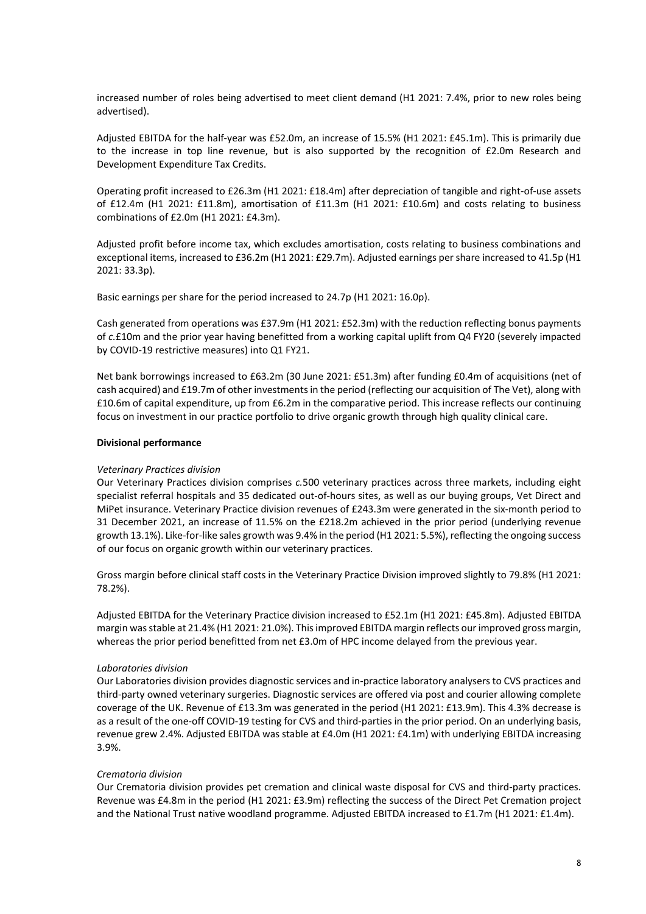increased number of roles being advertised to meet client demand (H1 2021: 7.4%, prior to new roles being advertised).

Adjusted EBITDA for the half-year was £52.0m, an increase of 15.5% (H1 2021: £45.1m). This is primarily due to the increase in top line revenue, but is also supported by the recognition of £2.0m Research and Development Expenditure Tax Credits.

Operating profit increased to £26.3m (H1 2021: £18.4m) after depreciation of tangible and right-of-use assets of £12.4m (H1 2021: £11.8m), amortisation of £11.3m (H1 2021: £10.6m) and costs relating to business combinations of £2.0m (H1 2021: £4.3m).

Adjusted profit before income tax, which excludes amortisation, costs relating to business combinations and exceptional items, increased to £36.2m (H1 2021: £29.7m). Adjusted earnings per share increased to 41.5p (H1 2021: 33.3p).

Basic earnings per share for the period increased to 24.7p (H1 2021: 16.0p).

Cash generated from operations was £37.9m (H1 2021: £52.3m) with the reduction reflecting bonus payments of *c.*£10m and the prior year having benefitted from a working capital uplift from Q4 FY20 (severely impacted by COVID-19 restrictive measures) into Q1 FY21.

Net bank borrowings increased to £63.2m (30 June 2021: £51.3m) after funding £0.4m of acquisitions (net of cash acquired) and £19.7m of other investments in the period (reflecting our acquisition of The Vet), along with £10.6m of capital expenditure, up from £6.2m in the comparative period. This increase reflects our continuing focus on investment in our practice portfolio to drive organic growth through high quality clinical care.

**Divisional performance**

*Veterinary Practices division*

Our Veterinary Practices division comprises *c.*500 veterinary practices across three markets, including eight specialist referral hospitals and 35 dedicated out-of-hours sites, as well as our buying groups, Vet Direct and MiPet insurance. Veterinary Practice division revenues of £243.3m were generated in the six-month period to 31 December 2021, an increase of 11.5% on the £218.2m achieved in the prior period (underlying revenue growth 13.1%). Like-for-like sales growth was 9.4% in the period (H1 2021: 5.5%), reflecting the ongoing success of our focus on organic growth within our veterinary practices.

Gross margin before clinical staff costs in the Veterinary Practice Division improved slightly to 79.8% (H1 2021: 78.2%).

Adjusted EBITDA for the Veterinary Practice division increased to £52.1m (H1 2021: £45.8m). Adjusted EBITDA margin was stable at 21.4% (H1 2021: 21.0%). This improved EBITDA margin reflects our improved gross margin, whereas the prior period benefitted from net £3.0m of HPC income delayed from the previous year.

*Laboratories division*

Our Laboratories division provides diagnostic services and in-practice laboratory analysers to CVS practices and third-party owned veterinary surgeries. Diagnostic services are offered via post and courier allowing complete coverage of the UK. Revenue of £13.3m was generated in the period (H1 2021: £13.9m). This 4.3% decrease is as a result of the one-off COVID-19 testing for CVS and third-parties in the prior period. On an underlying basis, revenue grew 2.4%. Adjusted EBITDA was stable at £4.0m (H1 2021: £4.1m) with underlying EBITDA increasing 3.9%.

*Crematoria division*

Our Crematoria division provides pet cremation and clinical waste disposal for CVS and third-party practices. Revenue was £4.8m in the period (H1 2021: £3.9m) reflecting the success of the Direct Pet Cremation project and the National Trust native woodland programme. Adjusted EBITDA increased to £1.7m (H1 2021: £1.4m).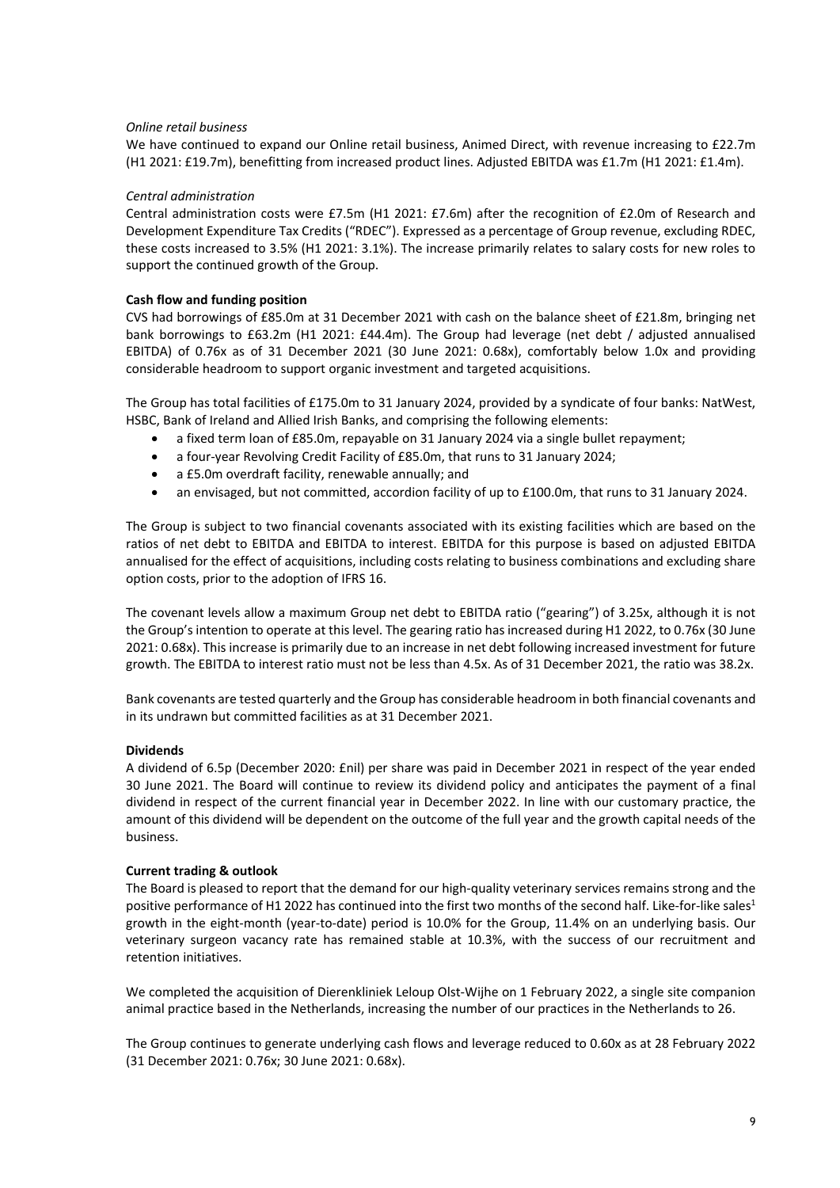*Online retail business*

We have continued to expand our Online retail business, Animed Direct, with revenue increasing to £22.7m (H1 2021: £19.7m), benefitting from increased product lines. Adjusted EBITDA was £1.7m (H1 2021: £1.4m).

*Central administration*

Central administration costs were £7.5m (H1 2021: £7.6m) after the recognition of £2.0m of Research and Development Expenditure Tax Credits ("RDEC"). Expressed as a percentage of Group revenue, excluding RDEC, these costs increased to 3.5% (H1 2021: 3.1%). The increase primarily relates to salary costs for new roles to support the continued growth of the Group.

**Cash flow and funding position**

CVS had borrowings of £85.0m at 31 December 2021 with cash on the balance sheet of £21.8m, bringing net bank borrowings to £63.2m (H1 2021: £44.4m). The Group had leverage (net debt / adjusted annualised EBITDA) of 0.76x as of 31 December 2021 (30 June 2021: 0.68x), comfortably below 1.0x and providing considerable headroom to support organic investment and targeted acquisitions.

The Group has total facilities of £175.0m to 31 January 2024, provided by a syndicate of four banks: NatWest, HSBC, Bank of Ireland and Allied Irish Banks, and comprising the following elements:

- a fixed term loan of £85.0m, repayable on 31 January 2024 via a single bullet repayment;
- a four-year Revolving Credit Facility of £85.0m, that runs to 31 January 2024;
- a £5.0m overdraft facility, renewable annually; and
- an envisaged, but not committed, accordion facility of up to £100.0m, that runs to 31 January 2024.

The Group is subject to two financial covenants associated with its existing facilities which are based on the ratios of net debt to EBITDA and EBITDA to interest. EBITDA for this purpose is based on adjusted EBITDA annualised for the effect of acquisitions, including costs relating to business combinations and excluding share option costs, prior to the adoption of IFRS 16.

The covenant levels allow a maximum Group net debt to EBITDA ratio ("gearing") of 3.25x, although it is not the Group's intention to operate at this level. The gearing ratio has increased during H1 2022, to 0.76x (30 June 2021: 0.68x). This increase is primarily due to an increase in net debt following increased investment for future growth. The EBITDA to interest ratio must not be less than 4.5x. As of 31 December 2021, the ratio was 38.2x.

Bank covenants are tested quarterly and the Group has considerable headroom in both financial covenants and in its undrawn but committed facilities as at 31 December 2021.

**Dividends**

A dividend of 6.5p (December 2020: £nil) per share was paid in December 2021 in respect of the year ended 30 June 2021. The Board will continue to review its dividend policy and anticipates the payment of a final dividend in respect of the current financial year in December 2022. In line with our customary practice, the amount of this dividend will be dependent on the outcome of the full year and the growth capital needs of the business.

**Current trading & outlook**

The Board is pleased to report that the demand for our high-quality veterinary services remains strong and the positive performance of H1 2022 has continued into the first two months of the second half. Like-for-like sales[1] growth in the eight-month (year-to-date) period is 10.0% for the Group, 11.4% on an underlying basis. Our veterinary surgeon vacancy rate has remained stable at 10.3%, with the success of our recruitment and retention initiatives.

We completed the acquisition of Dierenkliniek Leloup Olst-Wijhe on 1 February 2022, a single site companion animal practice based in the Netherlands, increasing the number of our practices in the Netherlands to 26.

The Group continues to generate underlying cash flows and leverage reduced to 0.60x as at 28 February 2022 (31 December 2021: 0.76x; 30 June 2021: 0.68x).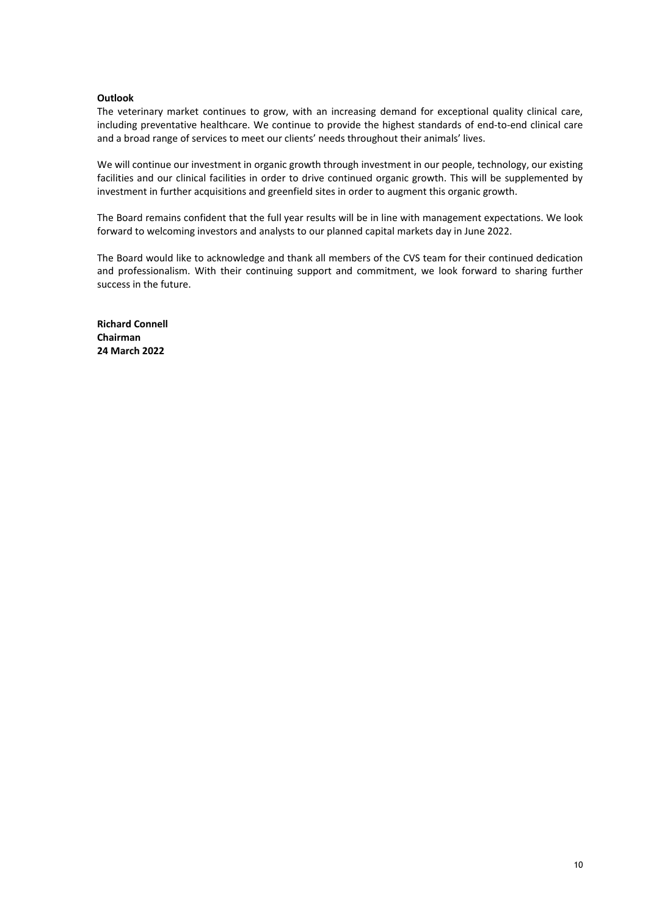**Outlook**

The veterinary market continues to grow, with an increasing demand for exceptional quality clinical care, including preventative healthcare. We continue to provide the highest standards of end-to-end clinical care and a broad range of services to meet our clients' needs throughout their animals' lives.

We will continue our investment in organic growth through investment in our people, technology, our existing facilities and our clinical facilities in order to drive continued organic growth. This will be supplemented by investment in further acquisitions and greenfield sites in order to augment this organic growth.

The Board remains confident that the full year results will be in line with management expectations. We look forward to welcoming investors and analysts to our planned capital markets day in June 2022.

The Board would like to acknowledge and thank all members of the CVS team for their continued dedication and professionalism. With their continuing support and commitment, we look forward to sharing further success in the future.

**Richard Connell**
**Chairman**
**24 March 2022**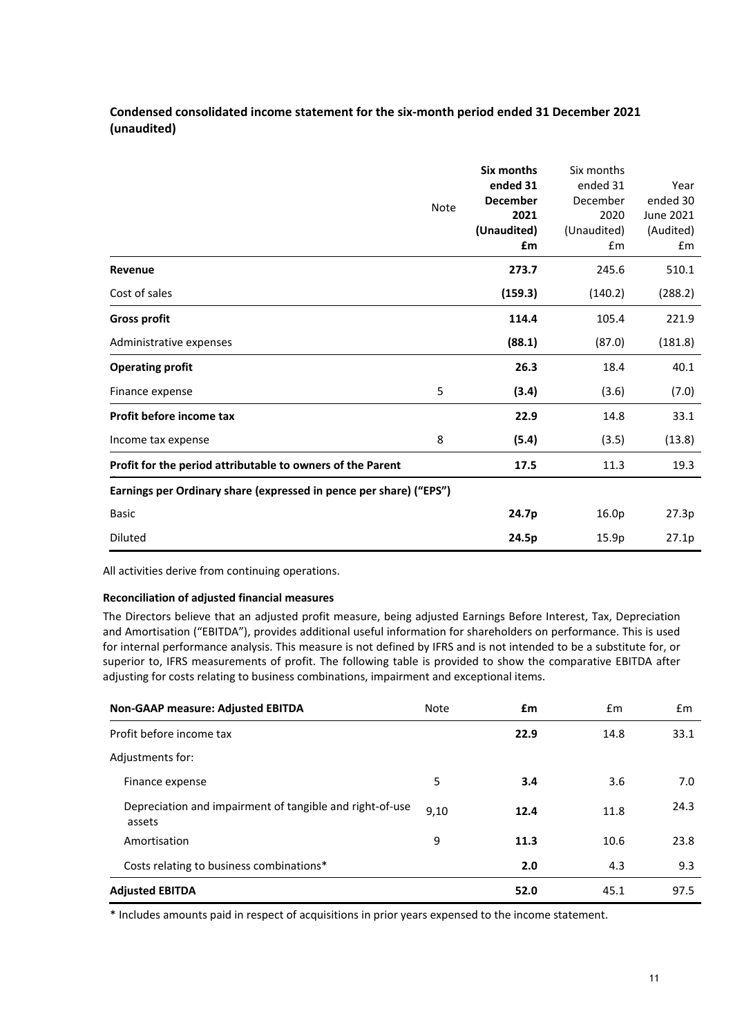## Condensed consolidated income statement for the six-month period ended 31 December 2021 (unaudited)

| | Note | **Six months ended 31 December 2021 (Unaudited) £m** | Six months ended 31 December 2020 (Unaudited) £m | Year ended 30 June 2021 (Audited) £m |
|---|---|---|---|---|
| **Revenue** | | **273.7** | 245.6 | 510.1 |
| Cost of sales | | **(159.3)** | (140.2) | (288.2) |
| **Gross profit** | | **114.4** | 105.4 | 221.9 |
| Administrative expenses | | **(88.1)** | (87.0) | (181.8) |
| **Operating profit** | | **26.3** | 18.4 | 40.1 |
| Finance expense | 5 | **(3.4)** | (3.6) | (7.0) |
| **Profit before income tax** | | **22.9** | 14.8 | 33.1 |
| Income tax expense | 8 | **(5.4)** | (3.5) | (13.8) |
| **Profit for the period attributable to owners of the Parent** | | **17.5** | 11.3 | 19.3 |
| **Earnings per Ordinary share (expressed in pence per share) ("EPS")** | | | | |
| Basic | | **24.7p** | 16.0p | 27.3p |
| Diluted | | **24.5p** | 15.9p | 27.1p |

All activities derive from continuing operations.

**Reconciliation of adjusted financial measures**

The Directors believe that an adjusted profit measure, being adjusted Earnings Before Interest, Tax, Depreciation and Amortisation ("EBITDA"), provides additional useful information for shareholders on performance. This is used for internal performance analysis. This measure is not defined by IFRS and is not intended to be a substitute for, or superior to, IFRS measurements of profit. The following table is provided to show the comparative EBITDA after adjusting for costs relating to business combinations, impairment and exceptional items.

| **Non-GAAP measure: Adjusted EBITDA** | Note | **£m** | £m | £m |
|---|---|---|---|---|
| Profit before income tax | | **22.9** | 14.8 | 33.1 |
| Adjustments for: | | | | |
| Finance expense | 5 | **3.4** | 3.6 | 7.0 |
| Depreciation and impairment of tangible and right-of-use assets | 9,10 | **12.4** | 11.8 | 24.3 |
| Amortisation | 9 | **11.3** | 10.6 | 23.8 |
| Costs relating to business combinations* | | **2.0** | 4.3 | 9.3 |
| **Adjusted EBITDA** | | **52.0** | 45.1 | 97.5 |

* Includes amounts paid in respect of acquisitions in prior years expensed to the income statement.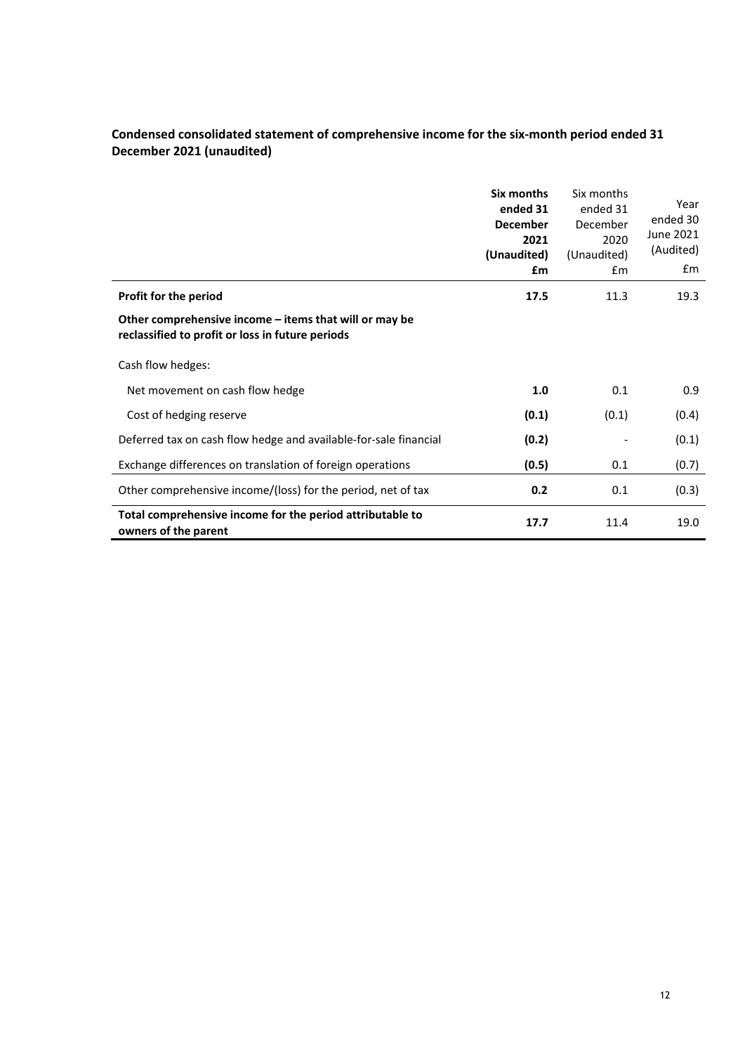**Condensed consolidated statement of comprehensive income for the six-month period ended 31 December 2021 (unaudited)**

| | **Six months ended 31 December 2021 (Unaudited) £m** | Six months ended 31 December 2020 (Unaudited) £m | Year ended 30 June 2021 (Audited) £m |
|---|---|---|---|
| **Profit for the period** | **17.5** | 11.3 | 19.3 |
| **Other comprehensive income – items that will or may be reclassified to profit or loss in future periods** | | | |
| Cash flow hedges: | | | |
| Net movement on cash flow hedge | **1.0** | 0.1 | 0.9 |
| Cost of hedging reserve | **(0.1)** | (0.1) | (0.4) |
| Deferred tax on cash flow hedge and available-for-sale financial | **(0.2)** | - | (0.1) |
| Exchange differences on translation of foreign operations | **(0.5)** | 0.1 | (0.7) |
| Other comprehensive income/(loss) for the period, net of tax | **0.2** | 0.1 | (0.3) |
| **Total comprehensive income for the period attributable to owners of the parent** | **17.7** | 11.4 | 19.0 |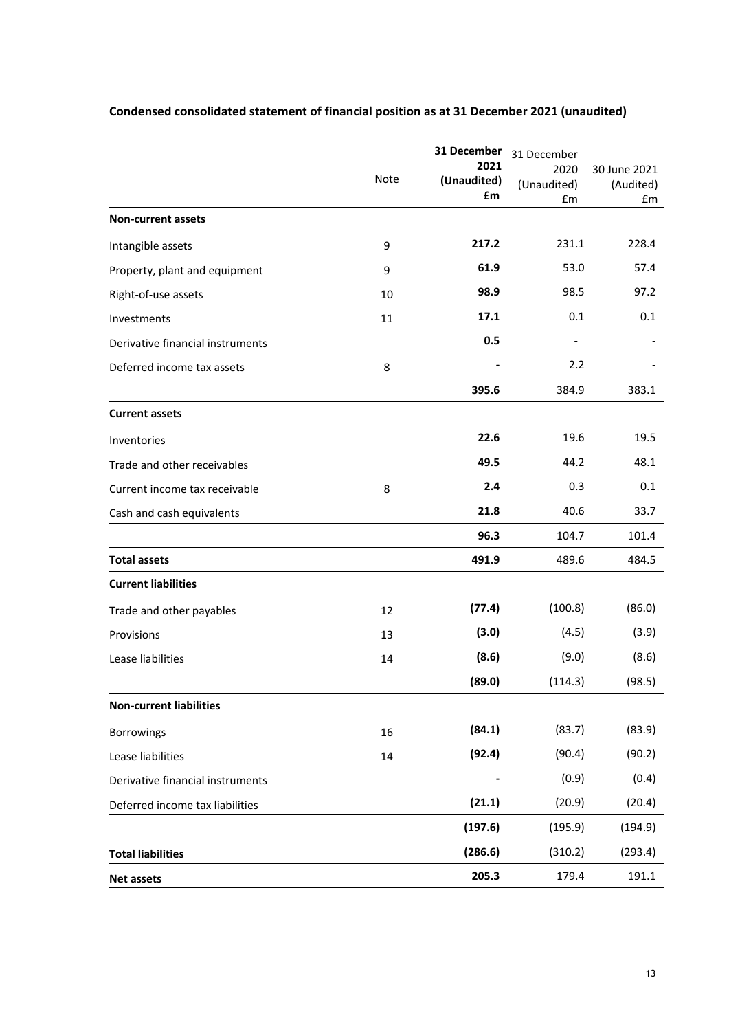## Condensed consolidated statement of financial position as at 31 December 2021 (unaudited)

| | Note | **31 December 2021 (Unaudited) £m** | 31 December 2020 (Unaudited) £m | 30 June 2021 (Audited) £m |
|---|---|---|---|---|
| **Non-current assets** | | | | |
| Intangible assets | 9 | **217.2** | 231.1 | 228.4 |
| Property, plant and equipment | 9 | **61.9** | 53.0 | 57.4 |
| Right-of-use assets | 10 | **98.9** | 98.5 | 97.2 |
| Investments | 11 | **17.1** | 0.1 | 0.1 |
| Derivative financial instruments | | **0.5** | - | - |
| Deferred income tax assets | 8 | **-** | 2.2 | - |
| | | **395.6** | 384.9 | 383.1 |
| **Current assets** | | | | |
| Inventories | | **22.6** | 19.6 | 19.5 |
| Trade and other receivables | | **49.5** | 44.2 | 48.1 |
| Current income tax receivable | 8 | **2.4** | 0.3 | 0.1 |
| Cash and cash equivalents | | **21.8** | 40.6 | 33.7 |
| | | **96.3** | 104.7 | 101.4 |
| **Total assets** | | **491.9** | 489.6 | 484.5 |
| **Current liabilities** | | | | |
| Trade and other payables | 12 | **(77.4)** | (100.8) | (86.0) |
| Provisions | 13 | **(3.0)** | (4.5) | (3.9) |
| Lease liabilities | 14 | **(8.6)** | (9.0) | (8.6) |
| | | **(89.0)** | (114.3) | (98.5) |
| **Non-current liabilities** | | | | |
| Borrowings | 16 | **(84.1)** | (83.7) | (83.9) |
| Lease liabilities | 14 | **(92.4)** | (90.4) | (90.2) |
| Derivative financial instruments | | **-** | (0.9) | (0.4) |
| Deferred income tax liabilities | | **(21.1)** | (20.9) | (20.4) |
| | | **(197.6)** | (195.9) | (194.9) |
| **Total liabilities** | | **(286.6)** | (310.2) | (293.4) |
| **Net assets** | | **205.3** | 179.4 | 191.1 |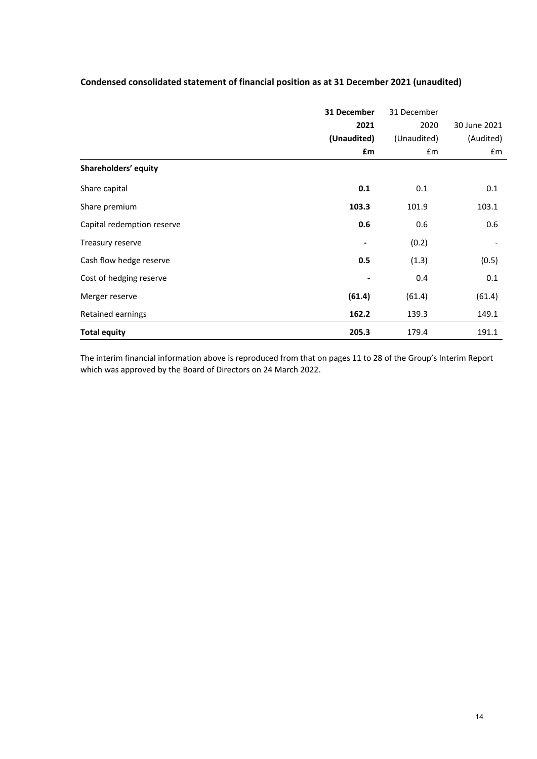## Condensed consolidated statement of financial position as at 31 December 2021 (unaudited)

| | **31 December 2021 (Unaudited) £m** | 31 December 2020 (Unaudited) £m | 30 June 2021 (Audited) £m |
|---|---|---|---|
| **Shareholders' equity** | | | |
| Share capital | **0.1** | 0.1 | 0.1 |
| Share premium | **103.3** | 101.9 | 103.1 |
| Capital redemption reserve | **0.6** | 0.6 | 0.6 |
| Treasury reserve | **-** | (0.2) | - |
| Cash flow hedge reserve | **0.5** | (1.3) | (0.5) |
| Cost of hedging reserve | **-** | 0.4 | 0.1 |
| Merger reserve | **(61.4)** | (61.4) | (61.4) |
| Retained earnings | **162.2** | 139.3 | 149.1 |
| **Total equity** | **205.3** | 179.4 | 191.1 |

The interim financial information above is reproduced from that on pages 11 to 28 of the Group's Interim Report which was approved by the Board of Directors on 24 March 2022.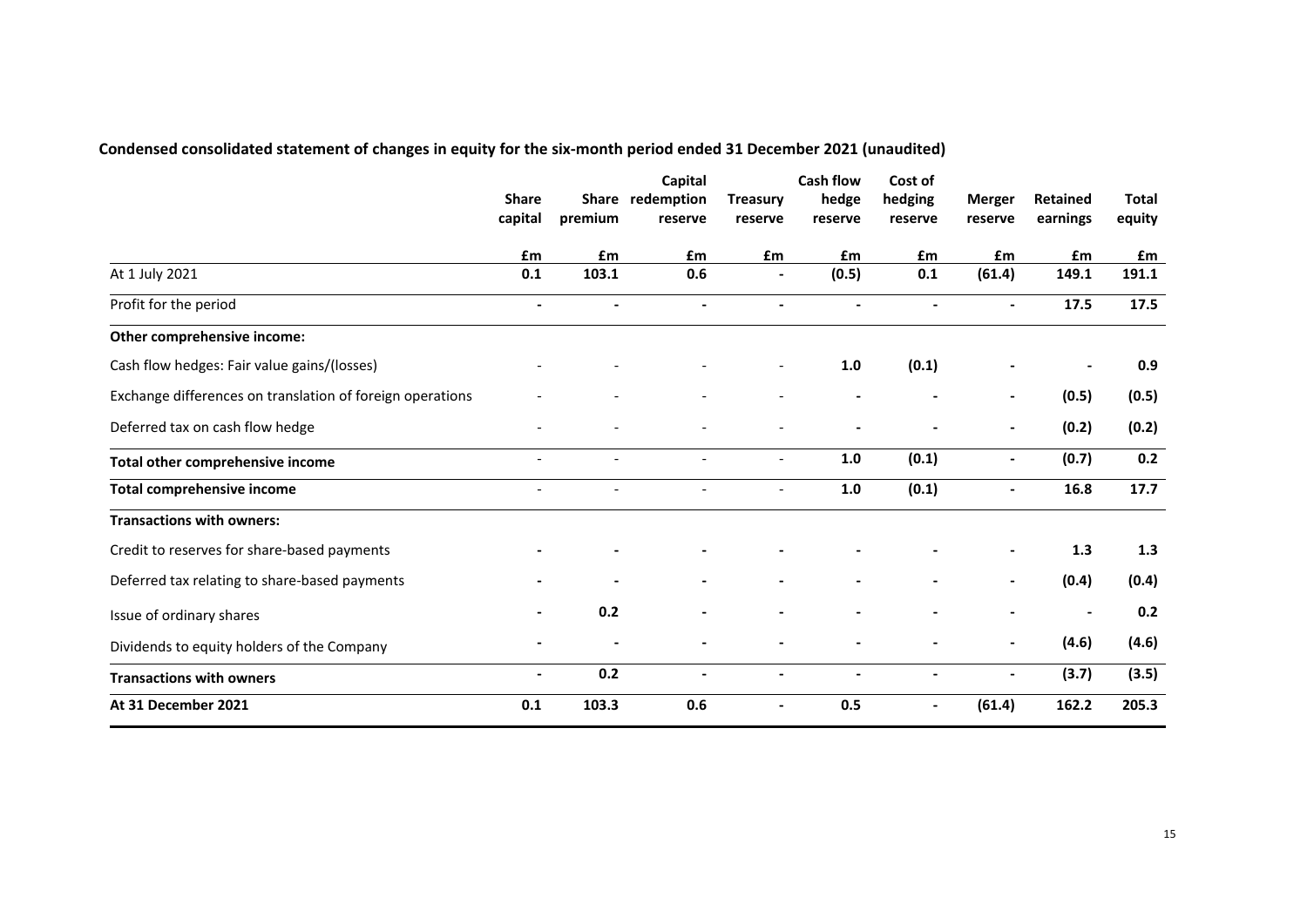**Condensed consolidated statement of changes in equity for the six-month period ended 31 December 2021 (unaudited)**

| | Share capital | Share premium | Capital redemption reserve | Treasury reserve | Cash flow hedge reserve | Cost of hedging reserve | Merger reserve | Retained earnings | Total equity |
|---|---|---|---|---|---|---|---|---|---|
| | £m | £m | £m | £m | £m | £m | £m | £m | £m |
| At 1 July 2021 | 0.1 | 103.1 | 0.6 | - | (0.5) | 0.1 | (61.4) | 149.1 | 191.1 |
| Profit for the period | - | - | - | - | - | - | - | 17.5 | 17.5 |
| **Other comprehensive income:** | | | | | | | | | |
| Cash flow hedges: Fair value gains/(losses) | - | - | - | - | 1.0 | (0.1) | - | - | 0.9 |
| Exchange differences on translation of foreign operations | - | - | - | - | - | - | - | (0.5) | (0.5) |
| Deferred tax on cash flow hedge | - | - | - | - | - | - | - | (0.2) | (0.2) |
| **Total other comprehensive income** | - | - | - | - | 1.0 | (0.1) | - | (0.7) | 0.2 |
| **Total comprehensive income** | - | - | - | - | 1.0 | (0.1) | - | 16.8 | 17.7 |
| **Transactions with owners:** | | | | | | | | | |
| Credit to reserves for share-based payments | - | - | - | - | - | - | - | 1.3 | 1.3 |
| Deferred tax relating to share-based payments | - | - | - | - | - | - | - | (0.4) | (0.4) |
| Issue of ordinary shares | - | 0.2 | - | - | - | - | - | - | 0.2 |
| Dividends to equity holders of the Company | - | - | - | - | - | - | - | (4.6) | (4.6) |
| **Transactions with owners** | - | 0.2 | - | - | - | - | - | (3.7) | (3.5) |
| **At 31 December 2021** | 0.1 | 103.3 | 0.6 | - | 0.5 | - | (61.4) | 162.2 | 205.3 |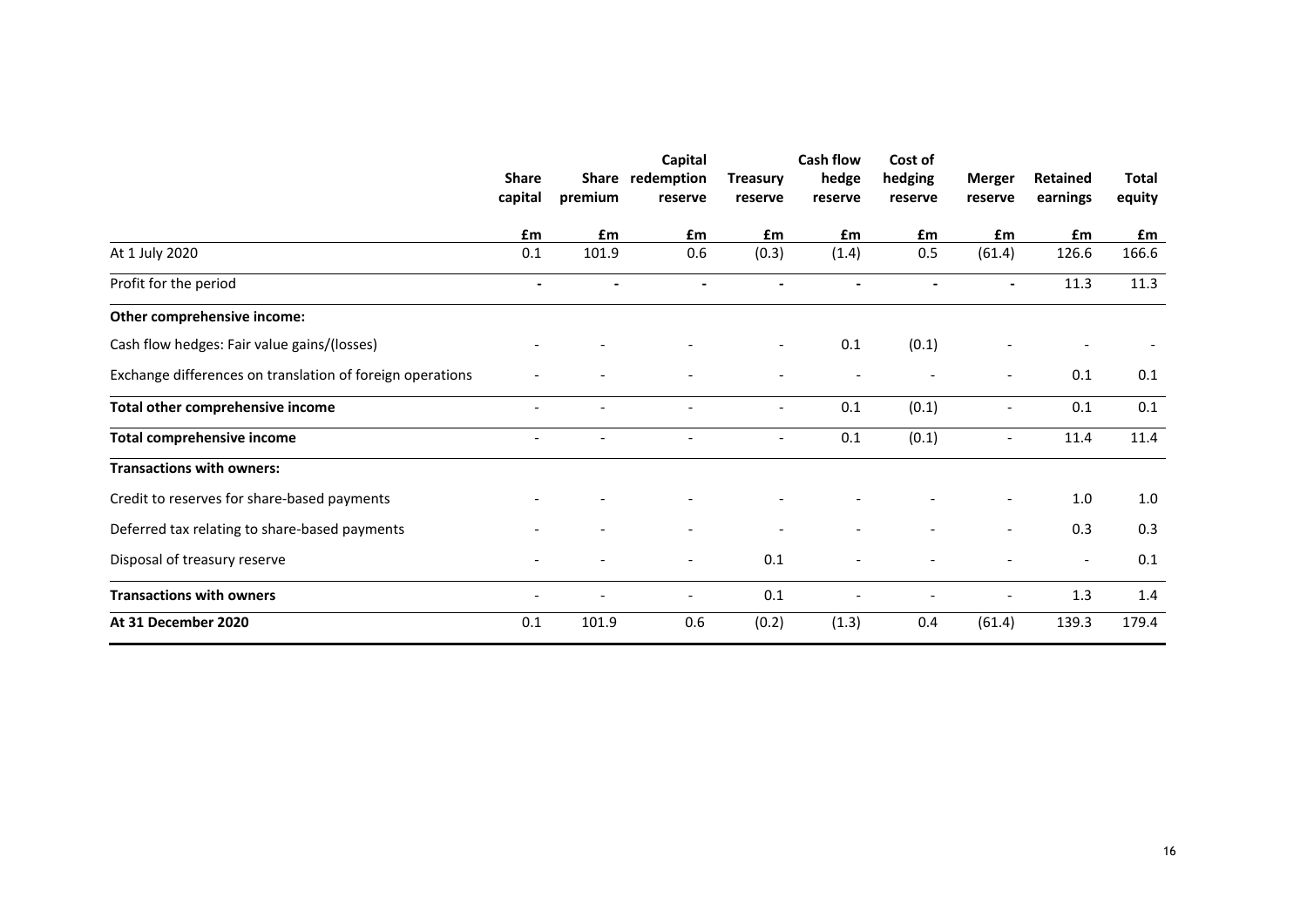| | Share capital | Share premium | Capital redemption reserve | Treasury reserve | Cash flow hedge reserve | Cost of hedging reserve | Merger reserve | Retained earnings | Total equity |
|---|---|---|---|---|---|---|---|---|---|
| | £m | £m | £m | £m | £m | £m | £m | £m | £m |
| At 1 July 2020 | 0.1 | 101.9 | 0.6 | (0.3) | (1.4) | 0.5 | (61.4) | 126.6 | 166.6 |
| Profit for the period | - | - | - | - | - | - | - | 11.3 | 11.3 |
| **Other comprehensive income:** | | | | | | | | | |
| Cash flow hedges: Fair value gains/(losses) | - | - | - | - | 0.1 | (0.1) | - | - | - |
| Exchange differences on translation of foreign operations | - | - | - | - | - | - | - | 0.1 | 0.1 |
| **Total other comprehensive income** | - | - | - | - | 0.1 | (0.1) | - | 0.1 | 0.1 |
| **Total comprehensive income** | - | - | - | - | 0.1 | (0.1) | - | 11.4 | 11.4 |
| **Transactions with owners:** | | | | | | | | | |
| Credit to reserves for share-based payments | - | - | - | - | - | - | - | 1.0 | 1.0 |
| Deferred tax relating to share-based payments | - | - | - | - | - | - | - | 0.3 | 0.3 |
| Disposal of treasury reserve | - | - | - | 0.1 | - | - | - | - | 0.1 |
| **Transactions with owners** | - | - | - | 0.1 | - | - | - | 1.3 | 1.4 |
| **At 31 December 2020** | 0.1 | 101.9 | 0.6 | (0.2) | (1.3) | 0.4 | (61.4) | 139.3 | 179.4 |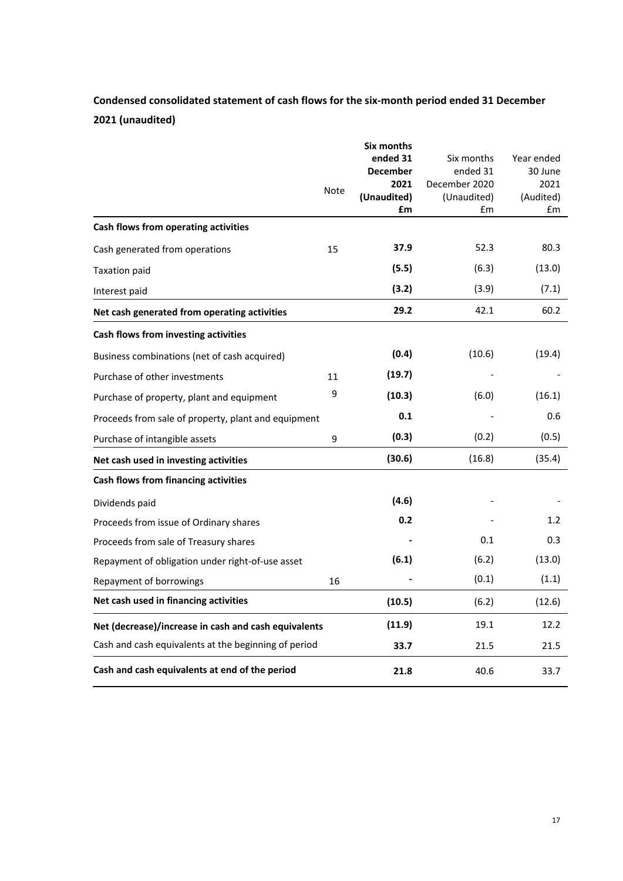## Condensed consolidated statement of cash flows for the six-month period ended 31 December 2021 (unaudited)

| | Note | **Six months ended 31 December 2021 (Unaudited) £m** | Six months ended 31 December 2020 (Unaudited) £m | Year ended 30 June 2021 (Audited) £m |
|---|---|---|---|---|
| **Cash flows from operating activities** | | | | |
| Cash generated from operations | 15 | **37.9** | 52.3 | 80.3 |
| Taxation paid | | **(5.5)** | (6.3) | (13.0) |
| Interest paid | | **(3.2)** | (3.9) | (7.1) |
| **Net cash generated from operating activities** | | **29.2** | 42.1 | 60.2 |
| **Cash flows from investing activities** | | | | |
| Business combinations (net of cash acquired) | | **(0.4)** | (10.6) | (19.4) |
| Purchase of other investments | 11 | **(19.7)** | - | - |
| Purchase of property, plant and equipment | 9 | **(10.3)** | (6.0) | (16.1) |
| Proceeds from sale of property, plant and equipment | | **0.1** | - | 0.6 |
| Purchase of intangible assets | 9 | **(0.3)** | (0.2) | (0.5) |
| **Net cash used in investing activities** | | **(30.6)** | (16.8) | (35.4) |
| **Cash flows from financing activities** | | | | |
| Dividends paid | | **(4.6)** | - | - |
| Proceeds from issue of Ordinary shares | | **0.2** | - | 1.2 |
| Proceeds from sale of Treasury shares | | **-** | 0.1 | 0.3 |
| Repayment of obligation under right-of-use asset | | **(6.1)** | (6.2) | (13.0) |
| Repayment of borrowings | 16 | **-** | (0.1) | (1.1) |
| **Net cash used in financing activities** | | **(10.5)** | (6.2) | (12.6) |
| **Net (decrease)/increase in cash and cash equivalents** | | **(11.9)** | 19.1 | 12.2 |
| Cash and cash equivalents at the beginning of period | | **33.7** | 21.5 | 21.5 |
| **Cash and cash equivalents at end of the period** | | **21.8** | 40.6 | 33.7 |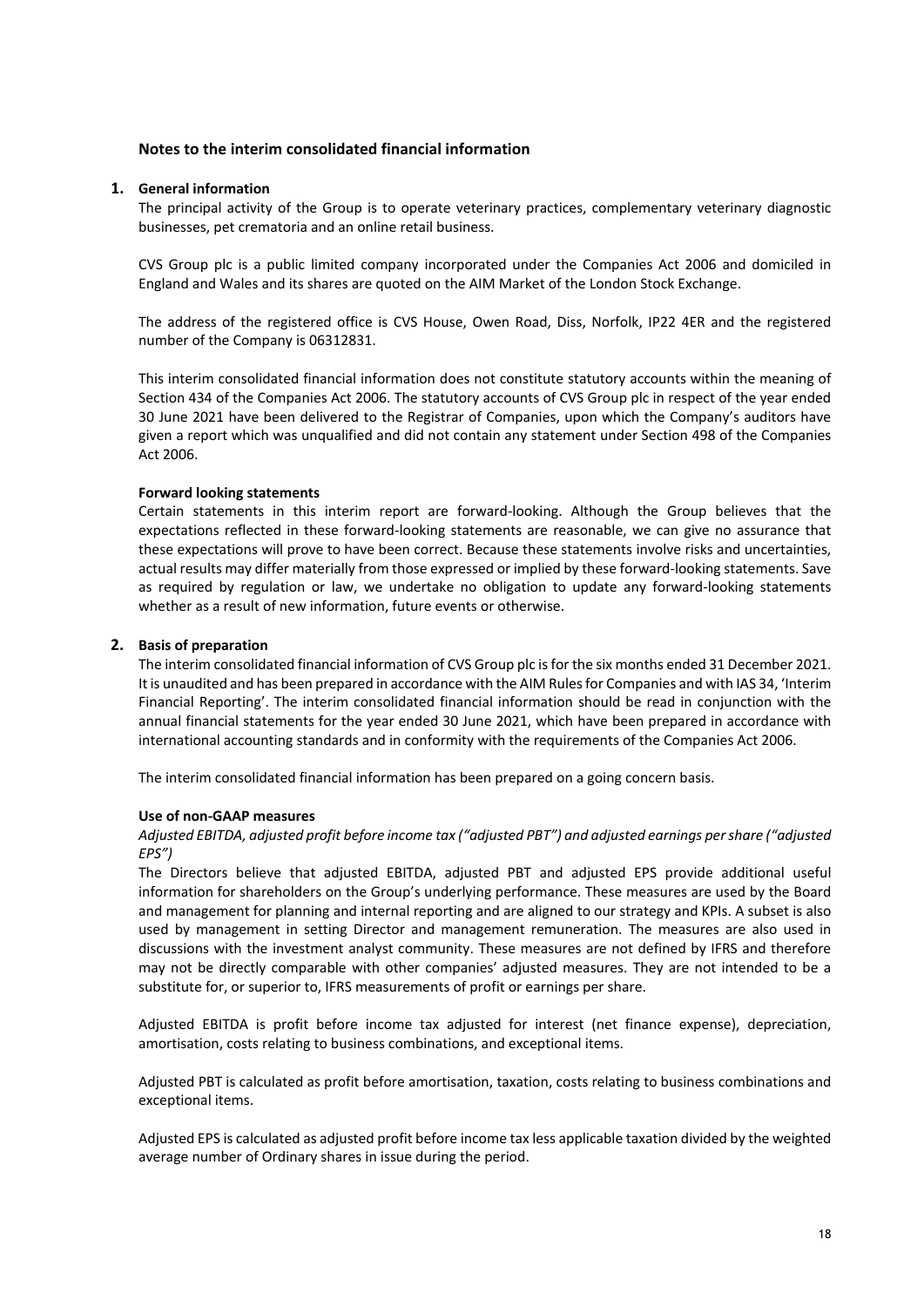## Notes to the interim consolidated financial information

### 1. General information

The principal activity of the Group is to operate veterinary practices, complementary veterinary diagnostic businesses, pet crematoria and an online retail business.

CVS Group plc is a public limited company incorporated under the Companies Act 2006 and domiciled in England and Wales and its shares are quoted on the AIM Market of the London Stock Exchange.

The address of the registered office is CVS House, Owen Road, Diss, Norfolk, IP22 4ER and the registered number of the Company is 06312831.

This interim consolidated financial information does not constitute statutory accounts within the meaning of Section 434 of the Companies Act 2006. The statutory accounts of CVS Group plc in respect of the year ended 30 June 2021 have been delivered to the Registrar of Companies, upon which the Company's auditors have given a report which was unqualified and did not contain any statement under Section 498 of the Companies Act 2006.

**Forward looking statements**

Certain statements in this interim report are forward-looking. Although the Group believes that the expectations reflected in these forward-looking statements are reasonable, we can give no assurance that these expectations will prove to have been correct. Because these statements involve risks and uncertainties, actual results may differ materially from those expressed or implied by these forward-looking statements. Save as required by regulation or law, we undertake no obligation to update any forward-looking statements whether as a result of new information, future events or otherwise.

### 2. Basis of preparation

The interim consolidated financial information of CVS Group plc is for the six months ended 31 December 2021. It is unaudited and has been prepared in accordance with the AIM Rules for Companies and with IAS 34, 'Interim Financial Reporting'. The interim consolidated financial information should be read in conjunction with the annual financial statements for the year ended 30 June 2021, which have been prepared in accordance with international accounting standards and in conformity with the requirements of the Companies Act 2006.

The interim consolidated financial information has been prepared on a going concern basis.

**Use of non-GAAP measures**

*Adjusted EBITDA, adjusted profit before income tax ("adjusted PBT") and adjusted earnings per share ("adjusted EPS")*

The Directors believe that adjusted EBITDA, adjusted PBT and adjusted EPS provide additional useful information for shareholders on the Group's underlying performance. These measures are used by the Board and management for planning and internal reporting and are aligned to our strategy and KPIs. A subset is also used by management in setting Director and management remuneration. The measures are also used in discussions with the investment analyst community. These measures are not defined by IFRS and therefore may not be directly comparable with other companies' adjusted measures. They are not intended to be a substitute for, or superior to, IFRS measurements of profit or earnings per share.

Adjusted EBITDA is profit before income tax adjusted for interest (net finance expense), depreciation, amortisation, costs relating to business combinations, and exceptional items.

Adjusted PBT is calculated as profit before amortisation, taxation, costs relating to business combinations and exceptional items.

Adjusted EPS is calculated as adjusted profit before income tax less applicable taxation divided by the weighted average number of Ordinary shares in issue during the period.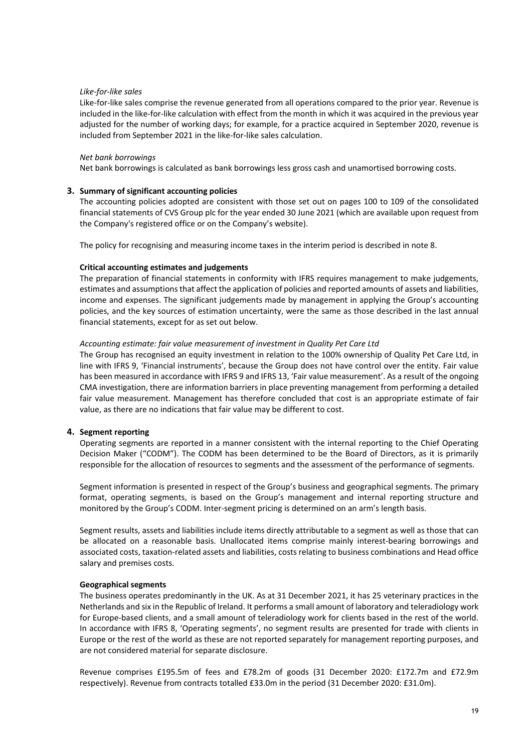*Like-for-like sales*

Like-for-like sales comprise the revenue generated from all operations compared to the prior year. Revenue is included in the like-for-like calculation with effect from the month in which it was acquired in the previous year adjusted for the number of working days; for example, for a practice acquired in September 2020, revenue is included from September 2021 in the like-for-like sales calculation.

*Net bank borrowings*

Net bank borrowings is calculated as bank borrowings less gross cash and unamortised borrowing costs.

## 3. Summary of significant accounting policies

The accounting policies adopted are consistent with those set out on pages 100 to 109 of the consolidated financial statements of CVS Group plc for the year ended 30 June 2021 (which are available upon request from the Company's registered office or on the Company's website).

The policy for recognising and measuring income taxes in the interim period is described in note 8.

### Critical accounting estimates and judgements

The preparation of financial statements in conformity with IFRS requires management to make judgements, estimates and assumptions that affect the application of policies and reported amounts of assets and liabilities, income and expenses. The significant judgements made by management in applying the Group's accounting policies, and the key sources of estimation uncertainty, were the same as those described in the last annual financial statements, except for as set out below.

*Accounting estimate: fair value measurement of investment in Quality Pet Care Ltd*

The Group has recognised an equity investment in relation to the 100% ownership of Quality Pet Care Ltd, in line with IFRS 9, 'Financial instruments', because the Group does not have control over the entity. Fair value has been measured in accordance with IFRS 9 and IFRS 13, 'Fair value measurement'. As a result of the ongoing CMA investigation, there are information barriers in place preventing management from performing a detailed fair value measurement. Management has therefore concluded that cost is an appropriate estimate of fair value, as there are no indications that fair value may be different to cost.

## 4. Segment reporting

Operating segments are reported in a manner consistent with the internal reporting to the Chief Operating Decision Maker ("CODM"). The CODM has been determined to be the Board of Directors, as it is primarily responsible for the allocation of resources to segments and the assessment of the performance of segments.

Segment information is presented in respect of the Group's business and geographical segments. The primary format, operating segments, is based on the Group's management and internal reporting structure and monitored by the Group's CODM. Inter-segment pricing is determined on an arm's length basis.

Segment results, assets and liabilities include items directly attributable to a segment as well as those that can be allocated on a reasonable basis. Unallocated items comprise mainly interest-bearing borrowings and associated costs, taxation-related assets and liabilities, costs relating to business combinations and Head office salary and premises costs.

### Geographical segments

The business operates predominantly in the UK. As at 31 December 2021, it has 25 veterinary practices in the Netherlands and six in the Republic of Ireland. It performs a small amount of laboratory and teleradiology work for Europe-based clients, and a small amount of teleradiology work for clients based in the rest of the world. In accordance with IFRS 8, 'Operating segments', no segment results are presented for trade with clients in Europe or the rest of the world as these are not reported separately for management reporting purposes, and are not considered material for separate disclosure.

Revenue comprises £195.5m of fees and £78.2m of goods (31 December 2020: £172.7m and £72.9m respectively). Revenue from contracts totalled £33.0m in the period (31 December 2020: £31.0m).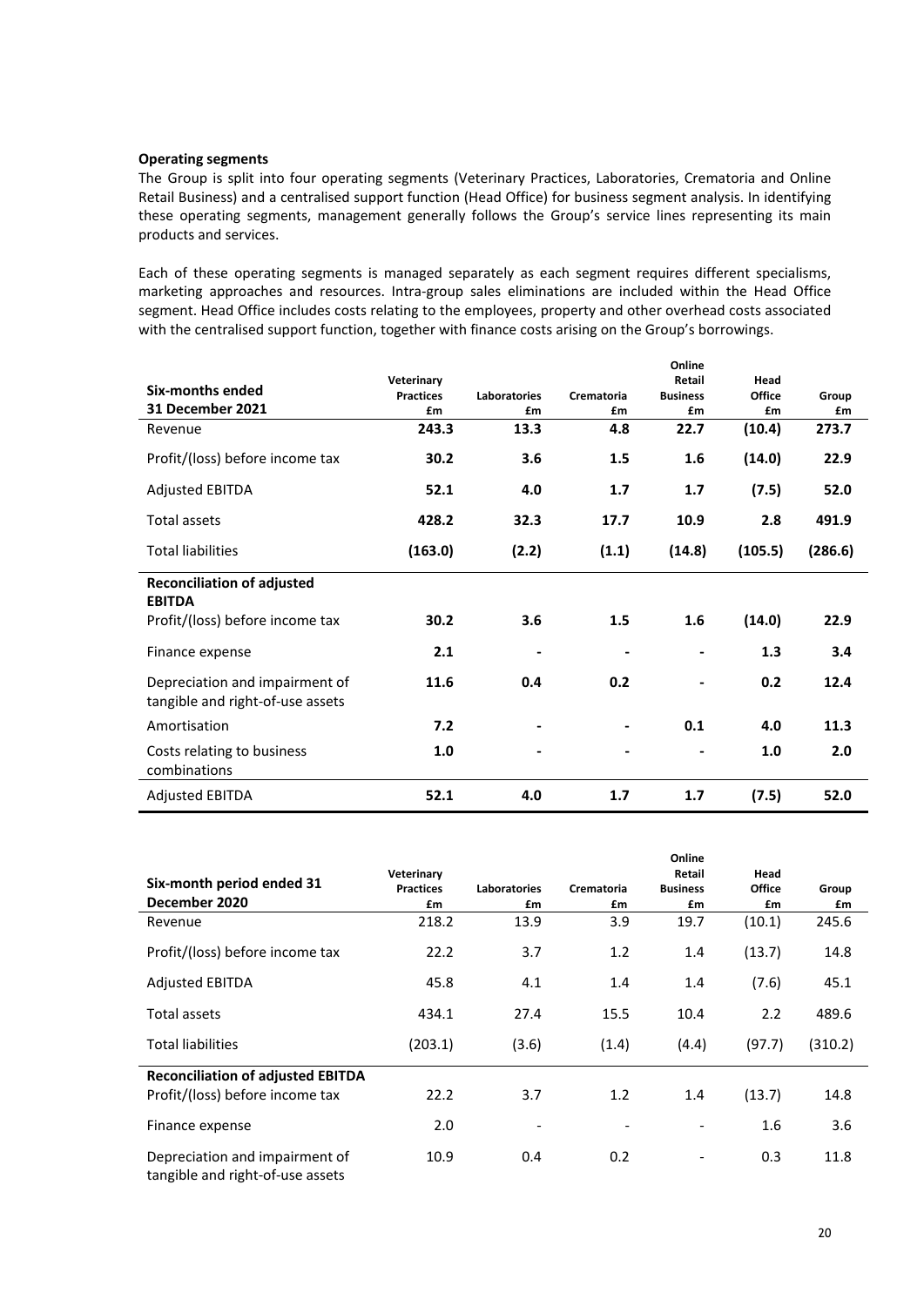**Operating segments**

The Group is split into four operating segments (Veterinary Practices, Laboratories, Crematoria and Online Retail Business) and a centralised support function (Head Office) for business segment analysis. In identifying these operating segments, management generally follows the Group's service lines representing its main products and services.

Each of these operating segments is managed separately as each segment requires different specialisms, marketing approaches and resources. Intra-group sales eliminations are included within the Head Office segment. Head Office includes costs relating to the employees, property and other overhead costs associated with the centralised support function, together with finance costs arising on the Group's borrowings.

| Six-months ended 31 December 2021 | Veterinary Practices £m | Laboratories £m | Crematoria £m | Online Retail Business £m | Head Office £m | Group £m |
|---|---|---|---|---|---|---|
| Revenue | **243.3** | **13.3** | **4.8** | **22.7** | **(10.4)** | **273.7** |
| Profit/(loss) before income tax | **30.2** | **3.6** | **1.5** | **1.6** | **(14.0)** | **22.9** |
| Adjusted EBITDA | **52.1** | **4.0** | **1.7** | **1.7** | **(7.5)** | **52.0** |
| Total assets | **428.2** | **32.3** | **17.7** | **10.9** | **2.8** | **491.9** |
| Total liabilities | **(163.0)** | **(2.2)** | **(1.1)** | **(14.8)** | **(105.5)** | **(286.6)** |
| **Reconciliation of adjusted EBITDA** | | | | | | |
| Profit/(loss) before income tax | **30.2** | **3.6** | **1.5** | **1.6** | **(14.0)** | **22.9** |
| Finance expense | **2.1** | **-** | **-** | **-** | **1.3** | **3.4** |
| Depreciation and impairment of tangible and right-of-use assets | **11.6** | **0.4** | **0.2** | **-** | **0.2** | **12.4** |
| Amortisation | **7.2** | **-** | **-** | **0.1** | **4.0** | **11.3** |
| Costs relating to business combinations | **1.0** | **-** | **-** | **-** | **1.0** | **2.0** |
| Adjusted EBITDA | **52.1** | **4.0** | **1.7** | **1.7** | **(7.5)** | **52.0** |

| Six-month period ended 31 December 2020 | Veterinary Practices £m | Laboratories £m | Crematoria £m | Online Retail Business £m | Head Office £m | Group £m |
|---|---|---|---|---|---|---|
| Revenue | 218.2 | 13.9 | 3.9 | 19.7 | (10.1) | 245.6 |
| Profit/(loss) before income tax | 22.2 | 3.7 | 1.2 | 1.4 | (13.7) | 14.8 |
| Adjusted EBITDA | 45.8 | 4.1 | 1.4 | 1.4 | (7.6) | 45.1 |
| Total assets | 434.1 | 27.4 | 15.5 | 10.4 | 2.2 | 489.6 |
| Total liabilities | (203.1) | (3.6) | (1.4) | (4.4) | (97.7) | (310.2) |
| **Reconciliation of adjusted EBITDA** | | | | | | |
| Profit/(loss) before income tax | 22.2 | 3.7 | 1.2 | 1.4 | (13.7) | 14.8 |
| Finance expense | 2.0 | - | - | - | 1.6 | 3.6 |
| Depreciation and impairment of tangible and right-of-use assets | 10.9 | 0.4 | 0.2 | - | 0.3 | 11.8 |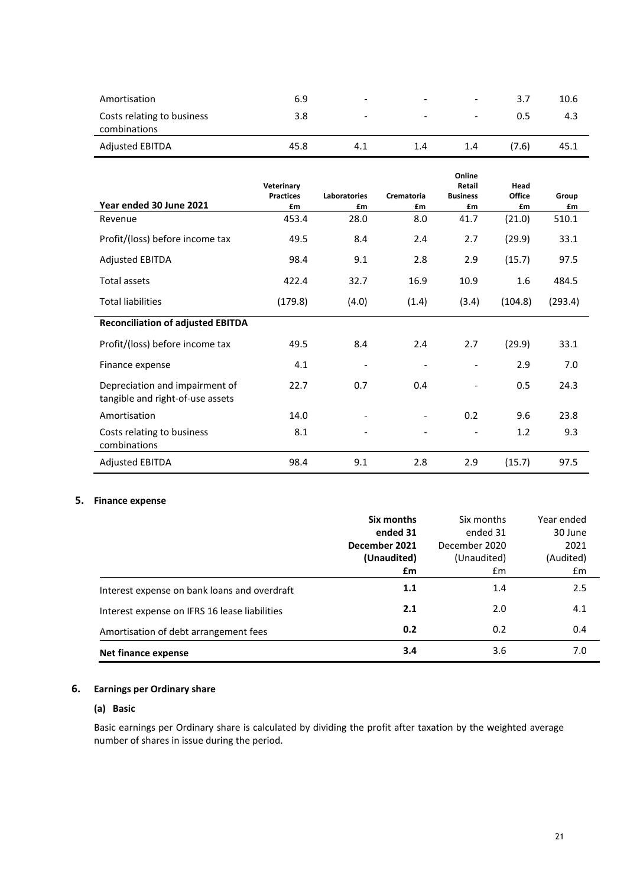| | | | | | | |
|---|---|---|---|---|---|---|
| Amortisation | 6.9 | - | - | - | 3.7 | 10.6 |
| Costs relating to business combinations | 3.8 | - | - | - | 0.5 | 4.3 |
| Adjusted EBITDA | 45.8 | 4.1 | 1.4 | 1.4 | (7.6) | 45.1 |

| Year ended 30 June 2021 | Veterinary Practices £m | Laboratories £m | Crematoria £m | Online Retail Business £m | Head Office £m | Group £m |
|---|---|---|---|---|---|---|
| Revenue | 453.4 | 28.0 | 8.0 | 41.7 | (21.0) | 510.1 |
| Profit/(loss) before income tax | 49.5 | 8.4 | 2.4 | 2.7 | (29.9) | 33.1 |
| Adjusted EBITDA | 98.4 | 9.1 | 2.8 | 2.9 | (15.7) | 97.5 |
| Total assets | 422.4 | 32.7 | 16.9 | 10.9 | 1.6 | 484.5 |
| Total liabilities | (179.8) | (4.0) | (1.4) | (3.4) | (104.8) | (293.4) |
| **Reconciliation of adjusted EBITDA** | | | | | | |
| Profit/(loss) before income tax | 49.5 | 8.4 | 2.4 | 2.7 | (29.9) | 33.1 |
| Finance expense | 4.1 | - | - | - | 2.9 | 7.0 |
| Depreciation and impairment of tangible and right-of-use assets | 22.7 | 0.7 | 0.4 | - | 0.5 | 24.3 |
| Amortisation | 14.0 | - | - | 0.2 | 9.6 | 23.8 |
| Costs relating to business combinations | 8.1 | - | - | - | 1.2 | 9.3 |
| Adjusted EBITDA | 98.4 | 9.1 | 2.8 | 2.9 | (15.7) | 97.5 |

## 5. Finance expense

| | **Six months ended 31 December 2021 (Unaudited) £m** | Six months ended 31 December 2020 (Unaudited) £m | Year ended 30 June 2021 (Audited) £m |
|---|---|---|---|
| Interest expense on bank loans and overdraft | **1.1** | 1.4 | 2.5 |
| Interest expense on IFRS 16 lease liabilities | **2.1** | 2.0 | 4.1 |
| Amortisation of debt arrangement fees | **0.2** | 0.2 | 0.4 |
| **Net finance expense** | **3.4** | 3.6 | 7.0 |

## 6. Earnings per Ordinary share

### (a) Basic

Basic earnings per Ordinary share is calculated by dividing the profit after taxation by the weighted average number of shares in issue during the period.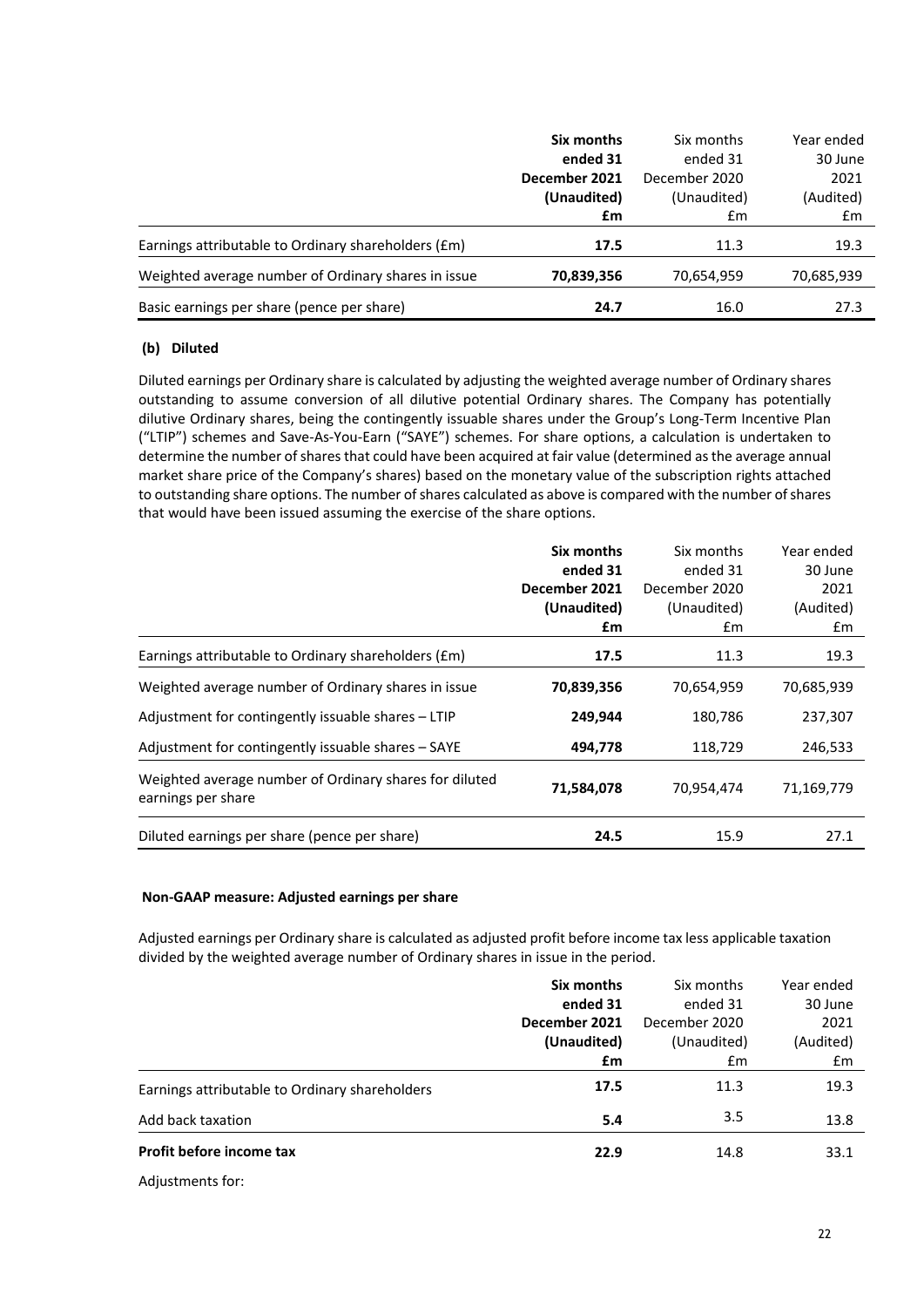| | Six months ended 31 December 2021 (Unaudited) £m | Six months ended 31 December 2020 (Unaudited) £m | Year ended 30 June 2021 (Audited) £m |
|---|---|---|---|
| Earnings attributable to Ordinary shareholders (£m) | **17.5** | 11.3 | 19.3 |
| Weighted average number of Ordinary shares in issue | **70,839,356** | 70,654,959 | 70,685,939 |
| Basic earnings per share (pence per share) | **24.7** | 16.0 | 27.3 |

**(b) Diluted**

Diluted earnings per Ordinary share is calculated by adjusting the weighted average number of Ordinary shares outstanding to assume conversion of all dilutive potential Ordinary shares. The Company has potentially dilutive Ordinary shares, being the contingently issuable shares under the Group's Long-Term Incentive Plan ("LTIP") schemes and Save-As-You-Earn ("SAYE") schemes. For share options, a calculation is undertaken to determine the number of shares that could have been acquired at fair value (determined as the average annual market share price of the Company's shares) based on the monetary value of the subscription rights attached to outstanding share options. The number of shares calculated as above is compared with the number of shares that would have been issued assuming the exercise of the share options.

| | Six months ended 31 December 2021 (Unaudited) £m | Six months ended 31 December 2020 (Unaudited) £m | Year ended 30 June 2021 (Audited) £m |
|---|---|---|---|
| Earnings attributable to Ordinary shareholders (£m) | **17.5** | 11.3 | 19.3 |
| Weighted average number of Ordinary shares in issue | **70,839,356** | 70,654,959 | 70,685,939 |
| Adjustment for contingently issuable shares – LTIP | **249,944** | 180,786 | 237,307 |
| Adjustment for contingently issuable shares – SAYE | **494,778** | 118,729 | 246,533 |
| Weighted average number of Ordinary shares for diluted earnings per share | **71,584,078** | 70,954,474 | 71,169,779 |
| Diluted earnings per share (pence per share) | **24.5** | 15.9 | 27.1 |

**Non-GAAP measure: Adjusted earnings per share**

Adjusted earnings per Ordinary share is calculated as adjusted profit before income tax less applicable taxation divided by the weighted average number of Ordinary shares in issue in the period.

| | Six months ended 31 December 2021 (Unaudited) £m | Six months ended 31 December 2020 (Unaudited) £m | Year ended 30 June 2021 (Audited) £m |
|---|---|---|---|
| Earnings attributable to Ordinary shareholders | **17.5** | 11.3 | 19.3 |
| Add back taxation | **5.4** | 3.5 | 13.8 |
| **Profit before income tax** | **22.9** | 14.8 | 33.1 |
| Adjustments for: | | | |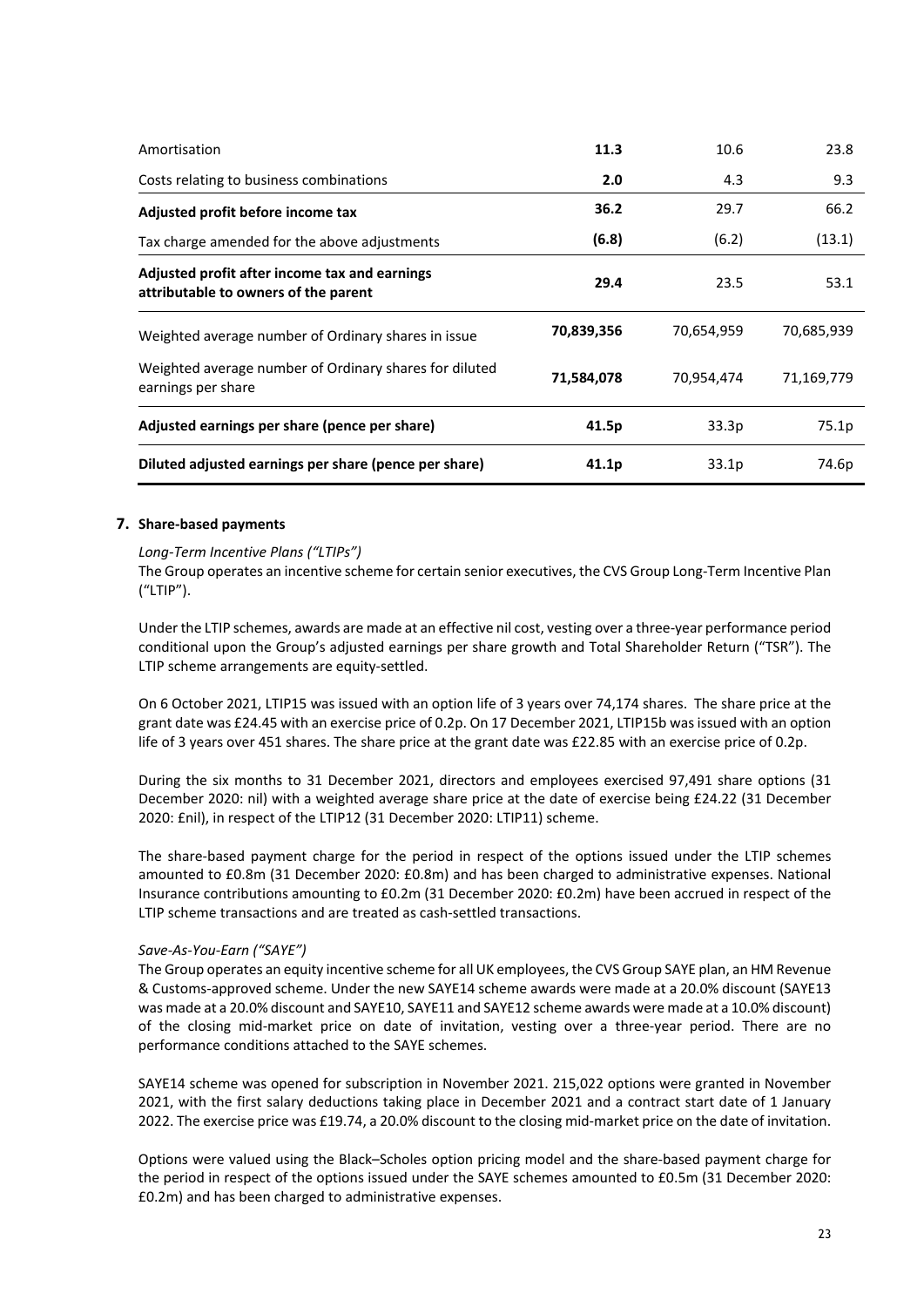| | | | |
|---|---|---|---|
| Amortisation | **11.3** | 10.6 | 23.8 |
| Costs relating to business combinations | **2.0** | 4.3 | 9.3 |
| **Adjusted profit before income tax** | **36.2** | 29.7 | 66.2 |
| Tax charge amended for the above adjustments | **(6.8)** | (6.2) | (13.1) |
| **Adjusted profit after income tax and earnings attributable to owners of the parent** | **29.4** | 23.5 | 53.1 |
| Weighted average number of Ordinary shares in issue | **70,839,356** | 70,654,959 | 70,685,939 |
| Weighted average number of Ordinary shares for diluted earnings per share | **71,584,078** | 70,954,474 | 71,169,779 |
| **Adjusted earnings per share (pence per share)** | **41.5p** | 33.3p | 75.1p |
| **Diluted adjusted earnings per share (pence per share)** | **41.1p** | 33.1p | 74.6p |

## 7. Share-based payments

*Long-Term Incentive Plans ("LTIPs")*

The Group operates an incentive scheme for certain senior executives, the CVS Group Long-Term Incentive Plan ("LTIP").

Under the LTIP schemes, awards are made at an effective nil cost, vesting over a three-year performance period conditional upon the Group's adjusted earnings per share growth and Total Shareholder Return ("TSR"). The LTIP scheme arrangements are equity-settled.

On 6 October 2021, LTIP15 was issued with an option life of 3 years over 74,174 shares. The share price at the grant date was £24.45 with an exercise price of 0.2p. On 17 December 2021, LTIP15b was issued with an option life of 3 years over 451 shares. The share price at the grant date was £22.85 with an exercise price of 0.2p.

During the six months to 31 December 2021, directors and employees exercised 97,491 share options (31 December 2020: nil) with a weighted average share price at the date of exercise being £24.22 (31 December 2020: £nil), in respect of the LTIP12 (31 December 2020: LTIP11) scheme.

The share-based payment charge for the period in respect of the options issued under the LTIP schemes amounted to £0.8m (31 December 2020: £0.8m) and has been charged to administrative expenses. National Insurance contributions amounting to £0.2m (31 December 2020: £0.2m) have been accrued in respect of the LTIP scheme transactions and are treated as cash-settled transactions.

*Save-As-You-Earn ("SAYE")*

The Group operates an equity incentive scheme for all UK employees, the CVS Group SAYE plan, an HM Revenue & Customs-approved scheme. Under the new SAYE14 scheme awards were made at a 20.0% discount (SAYE13 was made at a 20.0% discount and SAYE10, SAYE11 and SAYE12 scheme awards were made at a 10.0% discount) of the closing mid-market price on date of invitation, vesting over a three-year period. There are no performance conditions attached to the SAYE schemes.

SAYE14 scheme was opened for subscription in November 2021. 215,022 options were granted in November 2021, with the first salary deductions taking place in December 2021 and a contract start date of 1 January 2022. The exercise price was £19.74, a 20.0% discount to the closing mid-market price on the date of invitation.

Options were valued using the Black–Scholes option pricing model and the share-based payment charge for the period in respect of the options issued under the SAYE schemes amounted to £0.5m (31 December 2020: £0.2m) and has been charged to administrative expenses.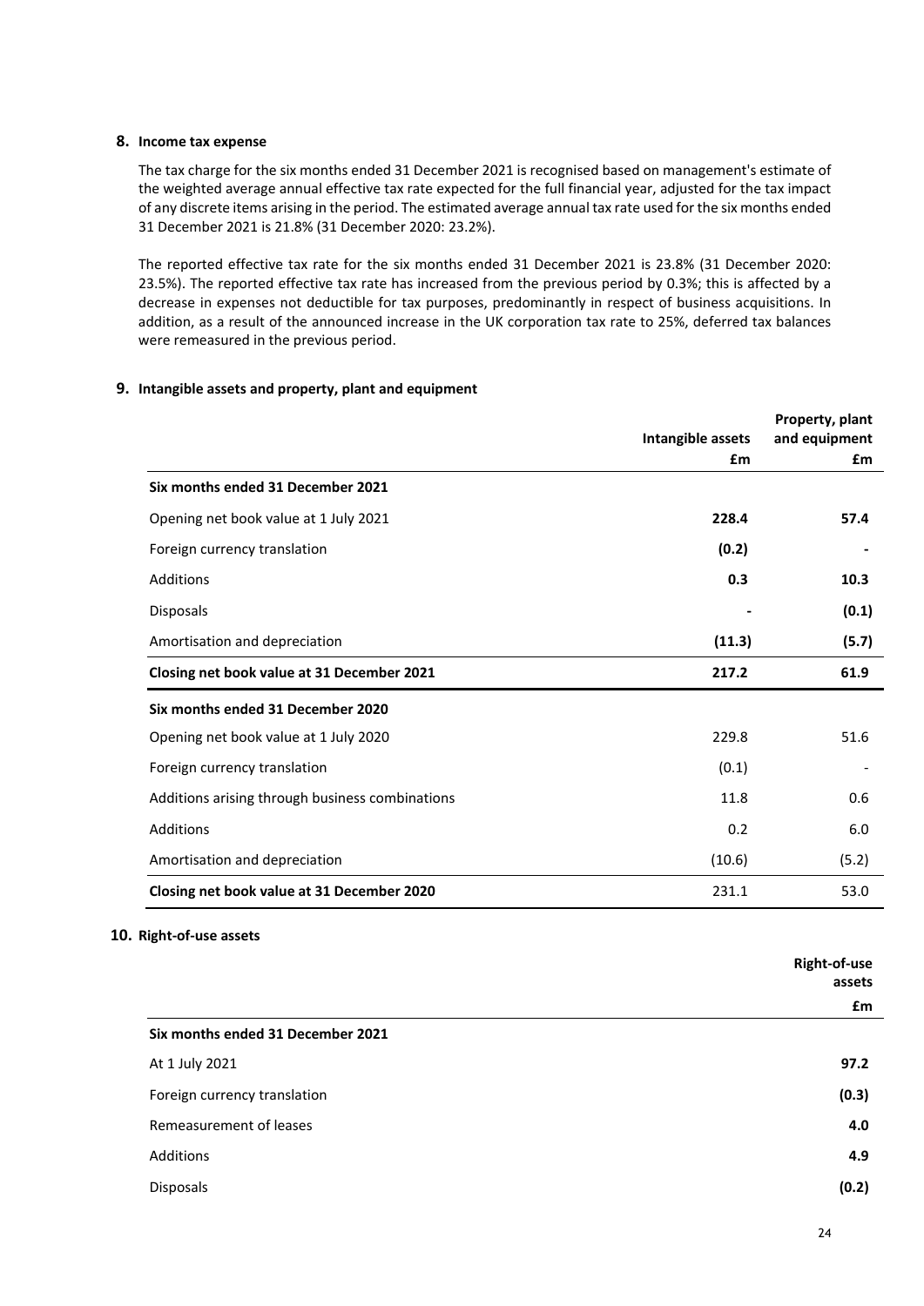## 8. Income tax expense

The tax charge for the six months ended 31 December 2021 is recognised based on management's estimate of the weighted average annual effective tax rate expected for the full financial year, adjusted for the tax impact of any discrete items arising in the period. The estimated average annual tax rate used for the six months ended 31 December 2021 is 21.8% (31 December 2020: 23.2%).

The reported effective tax rate for the six months ended 31 December 2021 is 23.8% (31 December 2020: 23.5%). The reported effective tax rate has increased from the previous period by 0.3%; this is affected by a decrease in expenses not deductible for tax purposes, predominantly in respect of business acquisitions. In addition, as a result of the announced increase in the UK corporation tax rate to 25%, deferred tax balances were remeasured in the previous period.

## 9. Intangible assets and property, plant and equipment

| | Intangible assets | Property, plant and equipment |
|---|---|---|
| | £m | £m |
| **Six months ended 31 December 2021** | | |
| Opening net book value at 1 July 2021 | **228.4** | **57.4** |
| Foreign currency translation | **(0.2)** | **-** |
| Additions | **0.3** | **10.3** |
| Disposals | **-** | **(0.1)** |
| Amortisation and depreciation | **(11.3)** | **(5.7)** |
| **Closing net book value at 31 December 2021** | **217.2** | **61.9** |
| **Six months ended 31 December 2020** | | |
| Opening net book value at 1 July 2020 | 229.8 | 51.6 |
| Foreign currency translation | (0.1) | - |
| Additions arising through business combinations | 11.8 | 0.6 |
| Additions | 0.2 | 6.0 |
| Amortisation and depreciation | (10.6) | (5.2) |
| **Closing net book value at 31 December 2020** | 231.1 | 53.0 |

## 10. Right-of-use assets

| | Right-of-use assets |
|---|---|
| | £m |
| **Six months ended 31 December 2021** | |
| At 1 July 2021 | **97.2** |
| Foreign currency translation | **(0.3)** |
| Remeasurement of leases | **4.0** |
| Additions | **4.9** |
| Disposals | **(0.2)** |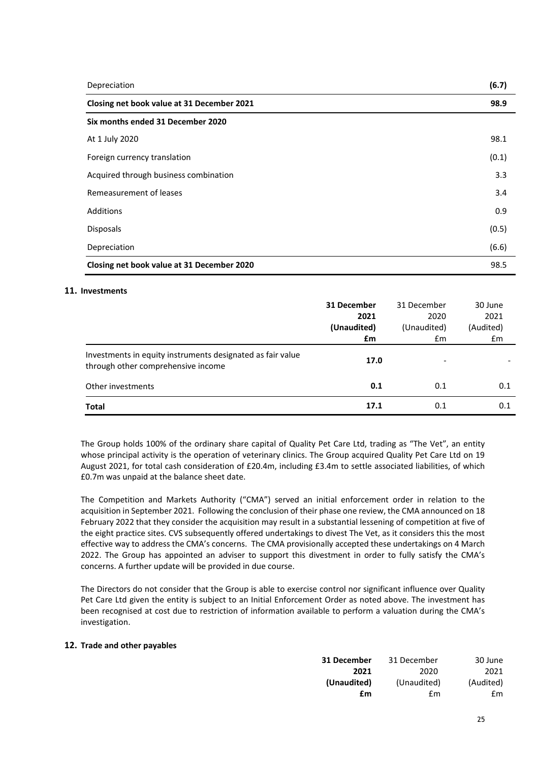| | |
|---|---|
| Depreciation | **(6.7)** |
| **Closing net book value at 31 December 2021** | **98.9** |
| **Six months ended 31 December 2020** | |
| At 1 July 2020 | 98.1 |
| Foreign currency translation | (0.1) |
| Acquired through business combination | 3.3 |
| Remeasurement of leases | 3.4 |
| Additions | 0.9 |
| Disposals | (0.5) |
| Depreciation | (6.6) |
| **Closing net book value at 31 December 2020** | 98.5 |

## 11. Investments

| | **31 December 2021 (Unaudited) £m** | 31 December 2020 (Unaudited) £m | 30 June 2021 (Audited) £m |
|---|---|---|---|
| Investments in equity instruments designated as fair value through other comprehensive income | **17.0** | - | - |
| Other investments | **0.1** | 0.1 | 0.1 |
| **Total** | **17.1** | 0.1 | 0.1 |

The Group holds 100% of the ordinary share capital of Quality Pet Care Ltd, trading as "The Vet", an entity whose principal activity is the operation of veterinary clinics. The Group acquired Quality Pet Care Ltd on 19 August 2021, for total cash consideration of £20.4m, including £3.4m to settle associated liabilities, of which £0.7m was unpaid at the balance sheet date.

The Competition and Markets Authority ("CMA") served an initial enforcement order in relation to the acquisition in September 2021. Following the conclusion of their phase one review, the CMA announced on 18 February 2022 that they consider the acquisition may result in a substantial lessening of competition at five of the eight practice sites. CVS subsequently offered undertakings to divest The Vet, as it considers this the most effective way to address the CMA's concerns. The CMA provisionally accepted these undertakings on 4 March 2022. The Group has appointed an adviser to support this divestment in order to fully satisfy the CMA's concerns. A further update will be provided in due course.

The Directors do not consider that the Group is able to exercise control nor significant influence over Quality Pet Care Ltd given the entity is subject to an Initial Enforcement Order as noted above. The investment has been recognised at cost due to restriction of information available to perform a valuation during the CMA's investigation.

## 12. Trade and other payables

| | **31 December 2021 (Unaudited) £m** | 31 December 2020 (Unaudited) £m | 30 June 2021 (Audited) £m |
|---|---|---|---|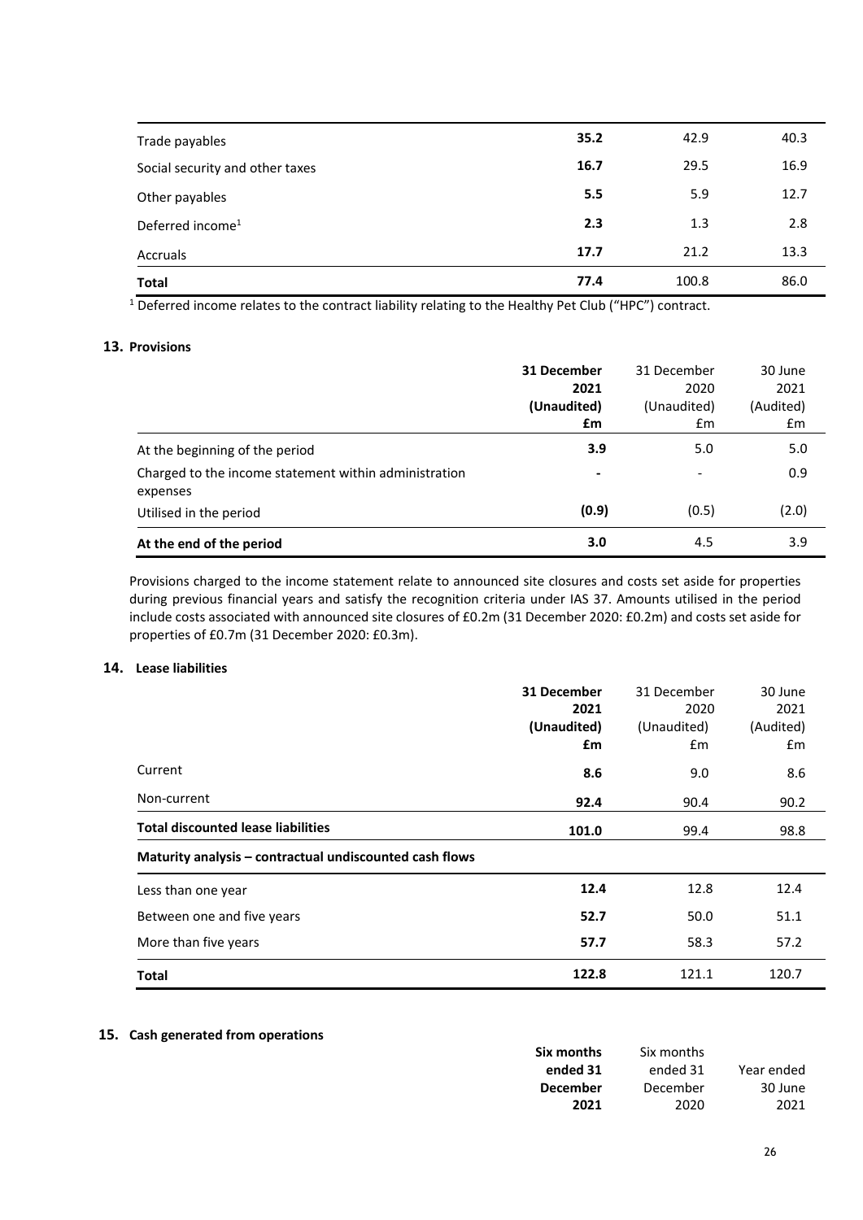| | | | |
|---|---|---|---|
| Trade payables | **35.2** | 42.9 | 40.3 |
| Social security and other taxes | **16.7** | 29.5 | 16.9 |
| Other payables | **5.5** | 5.9 | 12.7 |
| Deferred income[1] | **2.3** | 1.3 | 2.8 |
| Accruals | **17.7** | 21.2 | 13.3 |
| **Total** | **77.4** | 100.8 | 86.0 |

[1] Deferred income relates to the contract liability relating to the Healthy Pet Club ("HPC") contract.

### 13. Provisions

| | **31 December 2021 (Unaudited) £m** | 31 December 2020 (Unaudited) £m | 30 June 2021 (Audited) £m |
|---|---|---|---|
| At the beginning of the period | **3.9** | 5.0 | 5.0 |
| Charged to the income statement within administration expenses | **-** | - | 0.9 |
| Utilised in the period | **(0.9)** | (0.5) | (2.0) |
| **At the end of the period** | **3.0** | 4.5 | 3.9 |

Provisions charged to the income statement relate to announced site closures and costs set aside for properties during previous financial years and satisfy the recognition criteria under IAS 37. Amounts utilised in the period include costs associated with announced site closures of £0.2m (31 December 2020: £0.2m) and costs set aside for properties of £0.7m (31 December 2020: £0.3m).

### 14. Lease liabilities

| | **31 December 2021 (Unaudited) £m** | 31 December 2020 (Unaudited) £m | 30 June 2021 (Audited) £m |
|---|---|---|---|
| Current | **8.6** | 9.0 | 8.6 |
| Non-current | **92.4** | 90.4 | 90.2 |
| **Total discounted lease liabilities** | **101.0** | 99.4 | 98.8 |
| **Maturity analysis – contractual undiscounted cash flows** | | | |
| Less than one year | **12.4** | 12.8 | 12.4 |
| Between one and five years | **52.7** | 50.0 | 51.1 |
| More than five years | **57.7** | 58.3 | 57.2 |
| **Total** | **122.8** | 121.1 | 120.7 |

### 15. Cash generated from operations

| | **Six months ended 31 December 2021** | Six months ended 31 December 2020 | Year ended 30 June 2021 |
|---|---|---|---|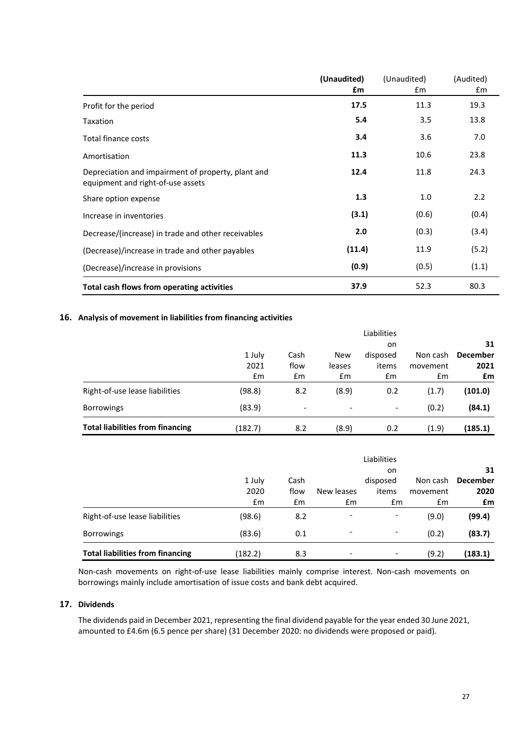| | (Unaudited) £m | (Unaudited) £m | (Audited) £m |
|---|---|---|---|
| Profit for the period | **17.5** | 11.3 | 19.3 |
| Taxation | **5.4** | 3.5 | 13.8 |
| Total finance costs | **3.4** | 3.6 | 7.0 |
| Amortisation | **11.3** | 10.6 | 23.8 |
| Depreciation and impairment of property, plant and equipment and right-of-use assets | **12.4** | 11.8 | 24.3 |
| Share option expense | **1.3** | 1.0 | 2.2 |
| Increase in inventories | **(3.1)** | (0.6) | (0.4) |
| Decrease/(increase) in trade and other receivables | **2.0** | (0.3) | (3.4) |
| (Decrease)/increase in trade and other payables | **(11.4)** | 11.9 | (5.2) |
| (Decrease)/increase in provisions | **(0.9)** | (0.5) | (1.1) |
| **Total cash flows from operating activities** | **37.9** | 52.3 | 80.3 |

## 16. Analysis of movement in liabilities from financing activities

| | 1 July 2021 £m | Cash flow £m | New leases £m | Liabilities on disposed items £m | Non cash movement £m | **31 December 2021 £m** |
|---|---|---|---|---|---|---|
| Right-of-use lease liabilities | (98.8) | 8.2 | (8.9) | 0.2 | (1.7) | **(101.0)** |
| Borrowings | (83.9) | - | - | - | (0.2) | **(84.1)** |
| **Total liabilities from financing** | (182.7) | 8.2 | (8.9) | 0.2 | (1.9) | **(185.1)** |

| | 1 July 2020 £m | Cash flow £m | New leases £m | Liabilities on disposed items £m | Non cash movement £m | **31 December 2020 £m** |
|---|---|---|---|---|---|---|
| Right-of-use lease liabilities | (98.6) | 8.2 | - | - | (9.0) | **(99.4)** |
| Borrowings | (83.6) | 0.1 | - | - | (0.2) | **(83.7)** |
| **Total liabilities from financing** | (182.2) | 8.3 | - | - | (9.2) | **(183.1)** |

Non-cash movements on right-of-use lease liabilities mainly comprise interest. Non-cash movements on borrowings mainly include amortisation of issue costs and bank debt acquired.

## 17. Dividends

The dividends paid in December 2021, representing the final dividend payable for the year ended 30 June 2021, amounted to £4.6m (6.5 pence per share) (31 December 2020: no dividends were proposed or paid).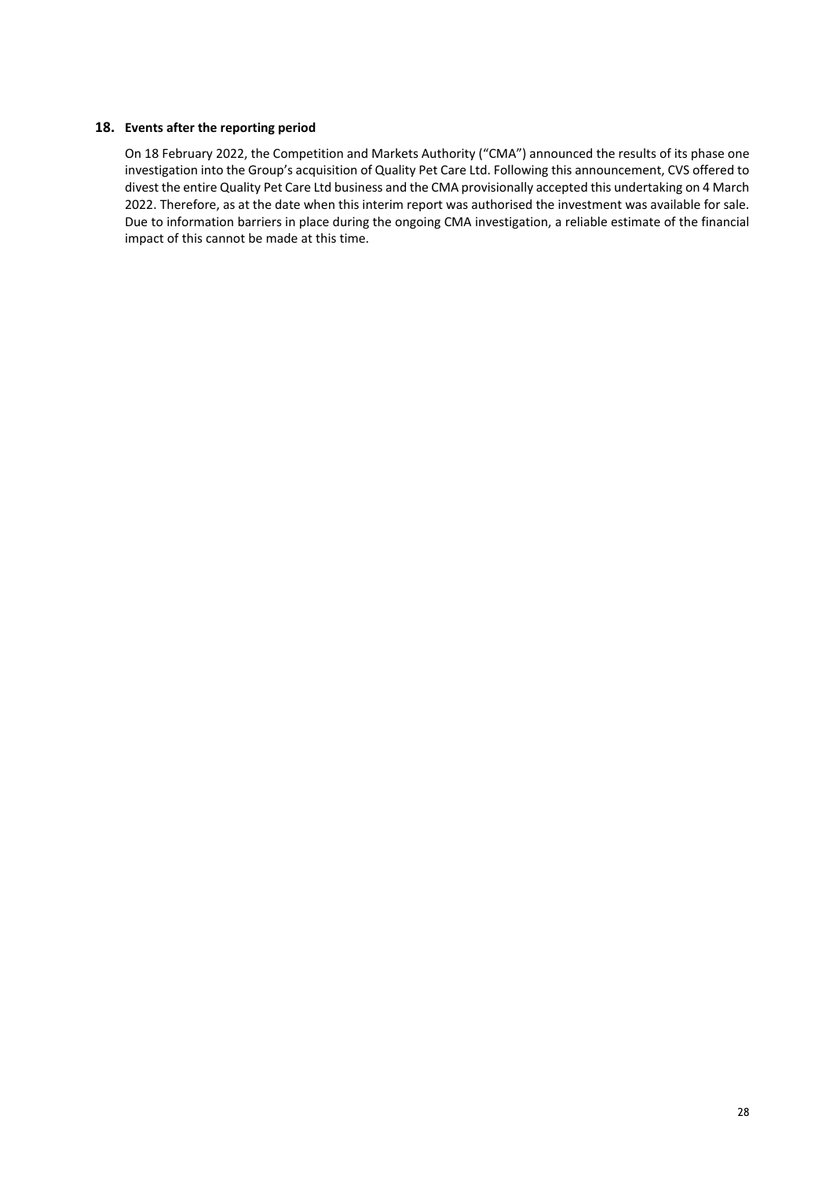## 18. Events after the reporting period

On 18 February 2022, the Competition and Markets Authority ("CMA") announced the results of its phase one investigation into the Group's acquisition of Quality Pet Care Ltd. Following this announcement, CVS offered to divest the entire Quality Pet Care Ltd business and the CMA provisionally accepted this undertaking on 4 March 2022. Therefore, as at the date when this interim report was authorised the investment was available for sale. Due to information barriers in place during the ongoing CMA investigation, a reliable estimate of the financial impact of this cannot be made at this time.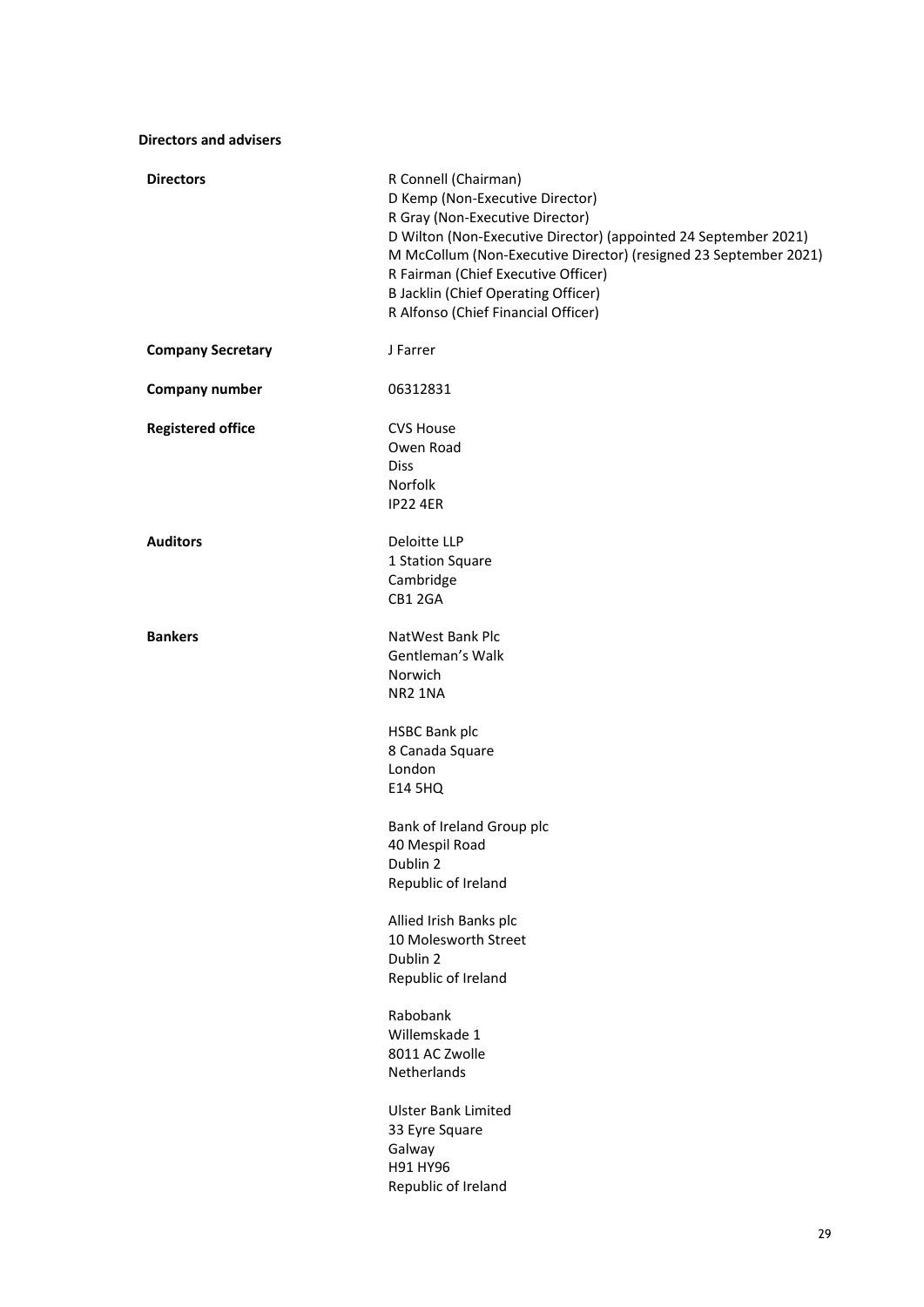## Directors and advisers

**Directors**

R Connell (Chairman)
D Kemp (Non-Executive Director)
R Gray (Non-Executive Director)
D Wilton (Non-Executive Director) (appointed 24 September 2021)
M McCollum (Non-Executive Director) (resigned 23 September 2021)
R Fairman (Chief Executive Officer)
B Jacklin (Chief Operating Officer)
R Alfonso (Chief Financial Officer)

**Company Secretary**

J Farrer

**Company number**

06312831

**Registered office**

CVS House
Owen Road
Diss
Norfolk
IP22 4ER

**Auditors**

Deloitte LLP
1 Station Square
Cambridge
CB1 2GA

**Bankers**

NatWest Bank Plc
Gentleman's Walk
Norwich
NR2 1NA

HSBC Bank plc
8 Canada Square
London
E14 5HQ

Bank of Ireland Group plc
40 Mespil Road
Dublin 2
Republic of Ireland

Allied Irish Banks plc
10 Molesworth Street
Dublin 2
Republic of Ireland

Rabobank
Willemskade 1
8011 AC Zwolle
Netherlands

Ulster Bank Limited
33 Eyre Square
Galway
H91 HY96
Republic of Ireland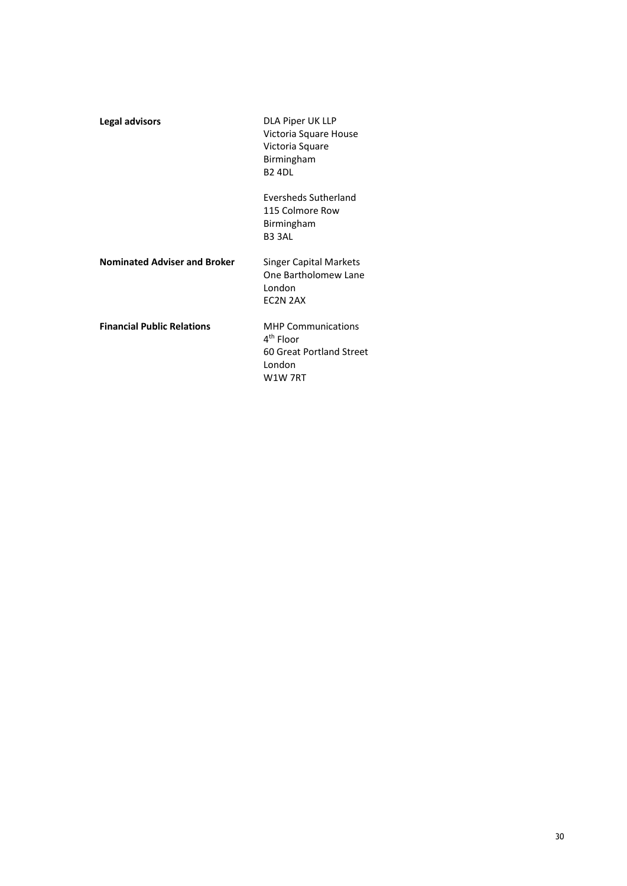| | |
|---|---|
| **Legal advisors** | DLA Piper UK LLP<br>Victoria Square House<br>Victoria Square<br>Birmingham<br>B2 4DL |
| | Eversheds Sutherland<br>115 Colmore Row<br>Birmingham<br>B3 3AL |
| **Nominated Adviser and Broker** | Singer Capital Markets<br>One Bartholomew Lane<br>London<br>EC2N 2AX |
| **Financial Public Relations** | MHP Communications<br>4th Floor<br>60 Great Portland Street<br>London<br>W1W 7RT |